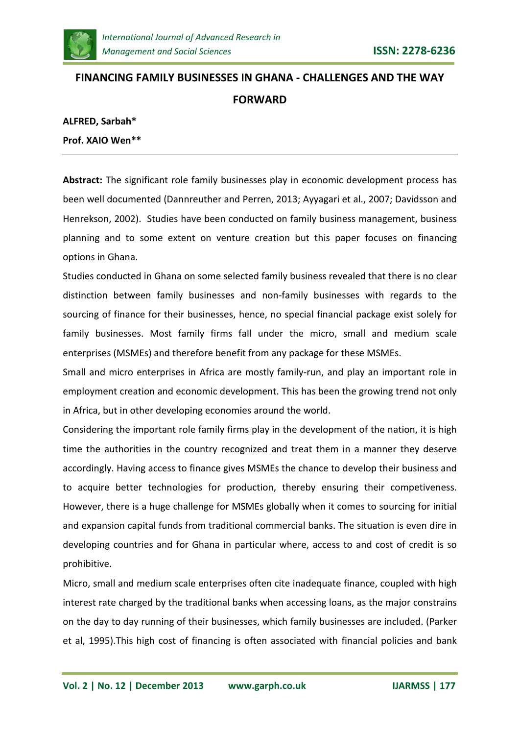# FINANCING FAMILY BUSINESSES IN GHANA - CHALLENGES AND THE WAY FORWARD

**ALFRED, Sarbah***

**Prof. XAIO Wen****

**Abstract:** The significant role family businesses play in economic development process has been well documented (Dannreuther and Perren, 2013; Ayyagari et al., 2007; Davidsson and Henrekson, 2002). Studies have been conducted on family business management, business planning and to some extent on venture creation but this paper focuses on financing options in Ghana.

Studies conducted in Ghana on some selected family business revealed that there is no clear distinction between family businesses and non-family businesses with regards to the sourcing of finance for their businesses, hence, no special financial package exist solely for family businesses. Most family firms fall under the micro, small and medium scale enterprises (MSMEs) and therefore benefit from any package for these MSMEs.

Small and micro enterprises in Africa are mostly family-run, and play an important role in employment creation and economic development. This has been the growing trend not only in Africa, but in other developing economies around the world.

Considering the important role family firms play in the development of the nation, it is high time the authorities in the country recognized and treat them in a manner they deserve accordingly. Having access to finance gives MSMEs the chance to develop their business and to acquire better technologies for production, thereby ensuring their competiveness. However, there is a huge challenge for MSMEs globally when it comes to sourcing for initial and expansion capital funds from traditional commercial banks. The situation is even dire in developing countries and for Ghana in particular where, access to and cost of credit is so prohibitive.

Micro, small and medium scale enterprises often cite inadequate finance, coupled with high interest rate charged by the traditional banks when accessing loans, as the major constrains on the day to day running of their businesses, which family businesses are included. (Parker et al, 1995).This high cost of financing is often associated with financial policies and bank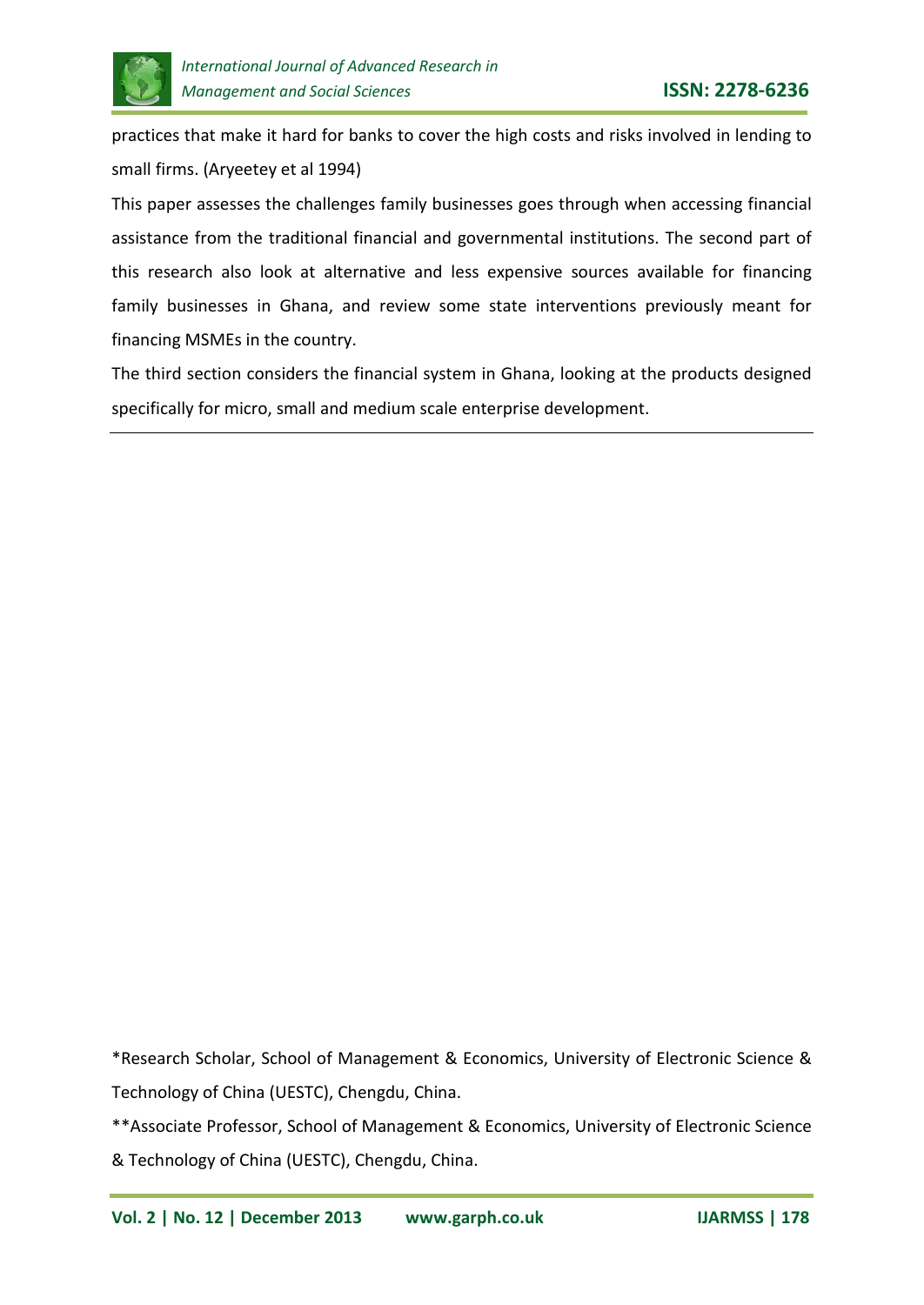practices that make it hard for banks to cover the high costs and risks involved in lending to small firms. (Aryeetey et al 1994)

This paper assesses the challenges family businesses goes through when accessing financial assistance from the traditional financial and governmental institutions. The second part of this research also look at alternative and less expensive sources available for financing family businesses in Ghana, and review some state interventions previously meant for financing MSMEs in the country.

The third section considers the financial system in Ghana, looking at the products designed specifically for micro, small and medium scale enterprise development.

---

*Research Scholar, School of Management & Economics, University of Electronic Science & Technology of China (UESTC), Chengdu, China.

**Associate Professor, School of Management & Economics, University of Electronic Science & Technology of China (UESTC), Chengdu, China.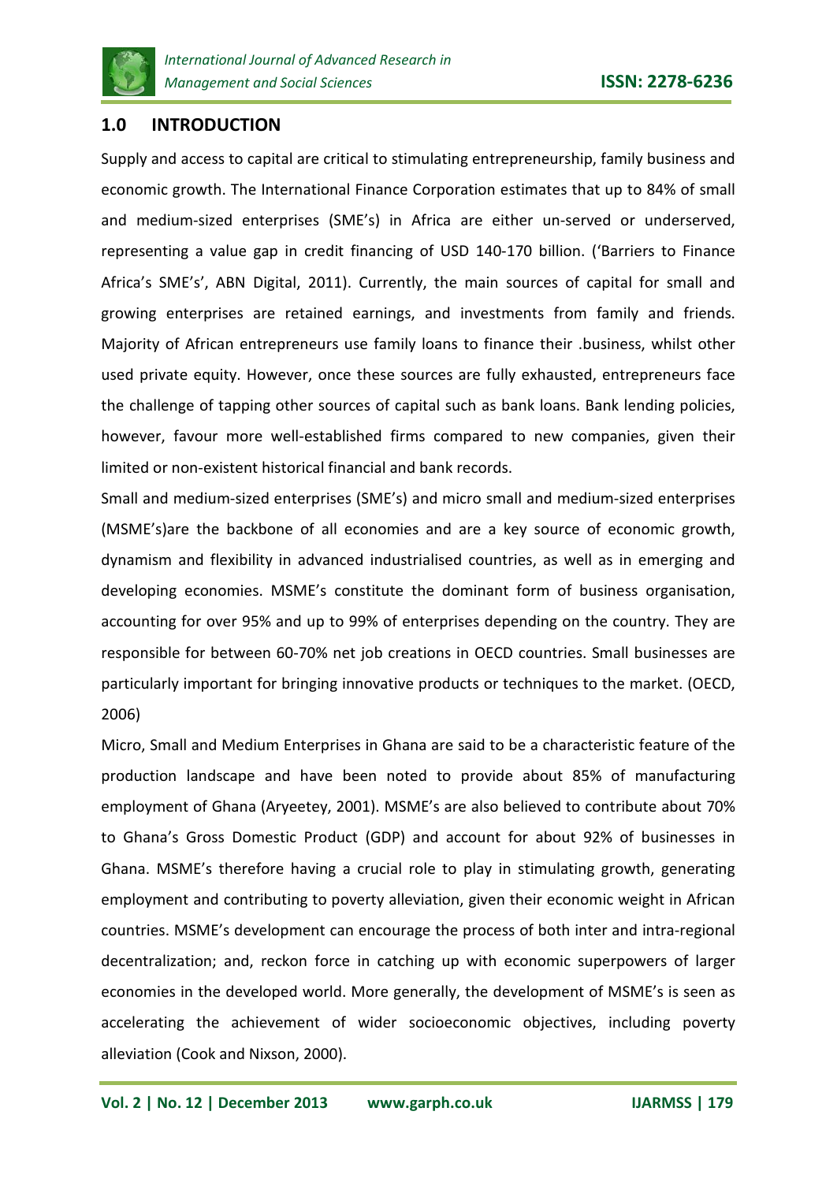## 1.0 INTRODUCTION

Supply and access to capital are critical to stimulating entrepreneurship, family business and economic growth. The International Finance Corporation estimates that up to 84% of small and medium-sized enterprises (SME's) in Africa are either un-served or underserved, representing a value gap in credit financing of USD 140-170 billion. ('Barriers to Finance Africa's SME's', ABN Digital, 2011). Currently, the main sources of capital for small and growing enterprises are retained earnings, and investments from family and friends. Majority of African entrepreneurs use family loans to finance their .business, whilst other used private equity. However, once these sources are fully exhausted, entrepreneurs face the challenge of tapping other sources of capital such as bank loans. Bank lending policies, however, favour more well-established firms compared to new companies, given their limited or non-existent historical financial and bank records.

Small and medium-sized enterprises (SME's) and micro small and medium-sized enterprises (MSME's)are the backbone of all economies and are a key source of economic growth, dynamism and flexibility in advanced industrialised countries, as well as in emerging and developing economies. MSME's constitute the dominant form of business organisation, accounting for over 95% and up to 99% of enterprises depending on the country. They are responsible for between 60-70% net job creations in OECD countries. Small businesses are particularly important for bringing innovative products or techniques to the market. (OECD, 2006)

Micro, Small and Medium Enterprises in Ghana are said to be a characteristic feature of the production landscape and have been noted to provide about 85% of manufacturing employment of Ghana (Aryeetey, 2001). MSME's are also believed to contribute about 70% to Ghana's Gross Domestic Product (GDP) and account for about 92% of businesses in Ghana. MSME's therefore having a crucial role to play in stimulating growth, generating employment and contributing to poverty alleviation, given their economic weight in African countries. MSME's development can encourage the process of both inter and intra-regional decentralization; and, reckon force in catching up with economic superpowers of larger economies in the developed world. More generally, the development of MSME's is seen as accelerating the achievement of wider socioeconomic objectives, including poverty alleviation (Cook and Nixson, 2000).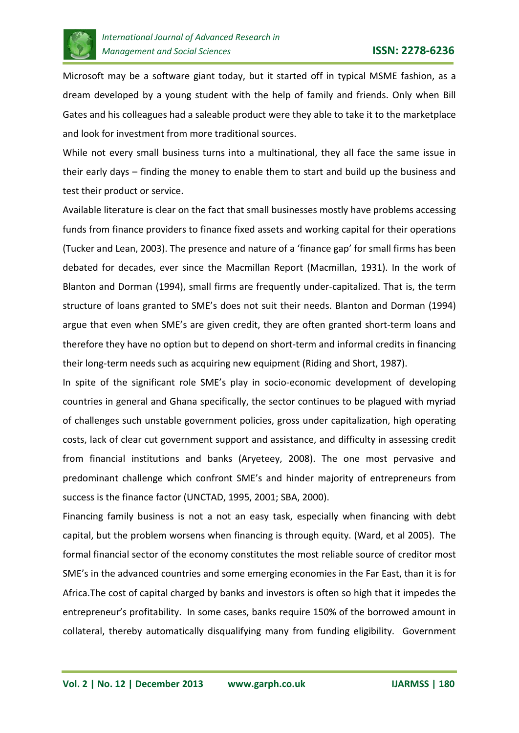Microsoft may be a software giant today, but it started off in typical MSME fashion, as a dream developed by a young student with the help of family and friends. Only when Bill Gates and his colleagues had a saleable product were they able to take it to the marketplace and look for investment from more traditional sources.

While not every small business turns into a multinational, they all face the same issue in their early days – finding the money to enable them to start and build up the business and test their product or service.

Available literature is clear on the fact that small businesses mostly have problems accessing funds from finance providers to finance fixed assets and working capital for their operations (Tucker and Lean, 2003). The presence and nature of a 'finance gap' for small firms has been debated for decades, ever since the Macmillan Report (Macmillan, 1931). In the work of Blanton and Dorman (1994), small firms are frequently under-capitalized. That is, the term structure of loans granted to SME's does not suit their needs. Blanton and Dorman (1994) argue that even when SME's are given credit, they are often granted short-term loans and therefore they have no option but to depend on short-term and informal credits in financing their long-term needs such as acquiring new equipment (Riding and Short, 1987).

In spite of the significant role SME's play in socio-economic development of developing countries in general and Ghana specifically, the sector continues to be plagued with myriad of challenges such unstable government policies, gross under capitalization, high operating costs, lack of clear cut government support and assistance, and difficulty in assessing credit from financial institutions and banks (Aryeteey, 2008). The one most pervasive and predominant challenge which confront SME's and hinder majority of entrepreneurs from success is the finance factor (UNCTAD, 1995, 2001; SBA, 2000).

Financing family business is not a not an easy task, especially when financing with debt capital, but the problem worsens when financing is through equity. (Ward, et al 2005). The formal financial sector of the economy constitutes the most reliable source of creditor most SME's in the advanced countries and some emerging economies in the Far East, than it is for Africa.The cost of capital charged by banks and investors is often so high that it impedes the entrepreneur's profitability. In some cases, banks require 150% of the borrowed amount in collateral, thereby automatically disqualifying many from funding eligibility. Government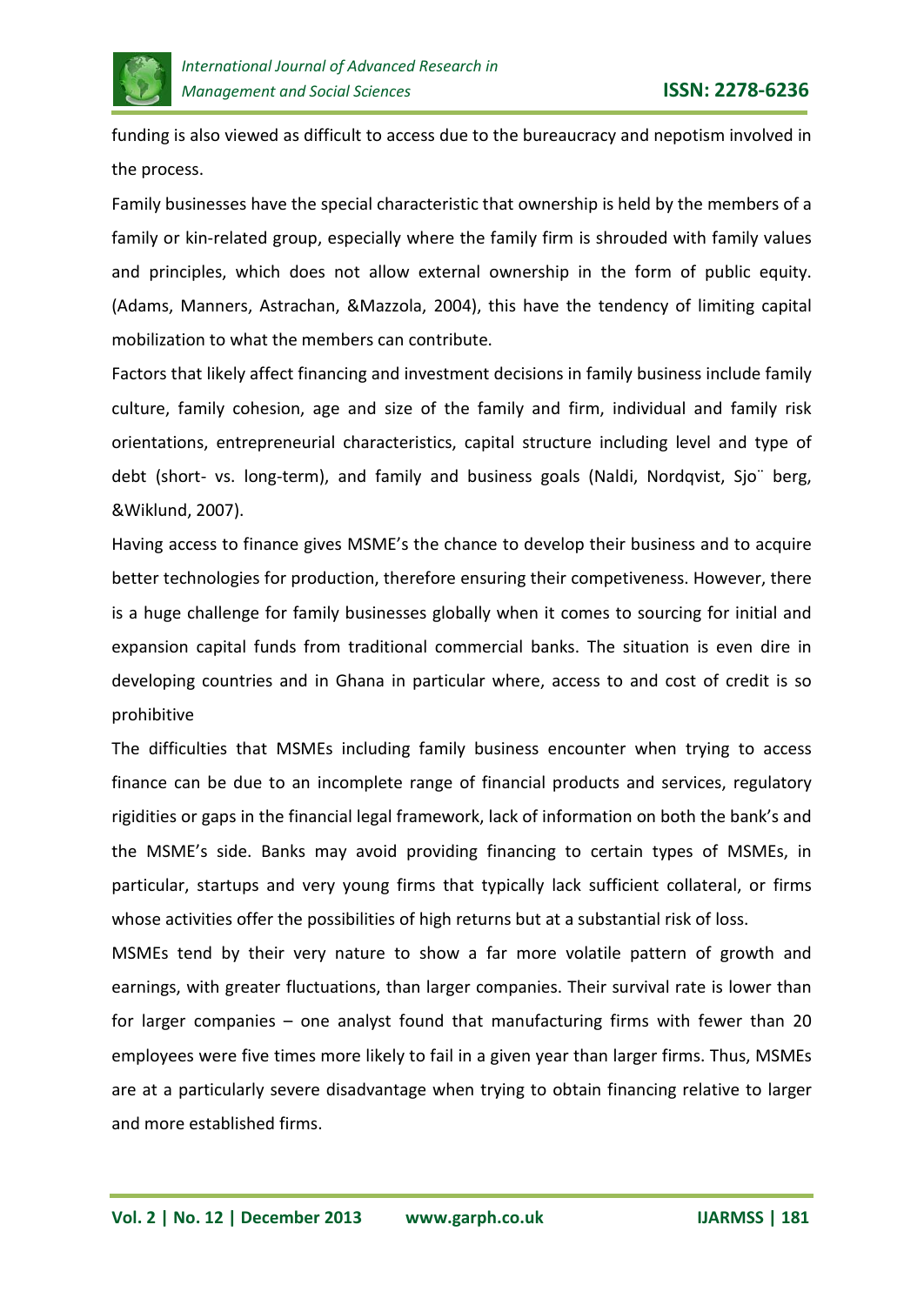funding is also viewed as difficult to access due to the bureaucracy and nepotism involved in the process.

Family businesses have the special characteristic that ownership is held by the members of a family or kin-related group, especially where the family firm is shrouded with family values and principles, which does not allow external ownership in the form of public equity. (Adams, Manners, Astrachan, &Mazzola, 2004), this have the tendency of limiting capital mobilization to what the members can contribute.

Factors that likely affect financing and investment decisions in family business include family culture, family cohesion, age and size of the family and firm, individual and family risk orientations, entrepreneurial characteristics, capital structure including level and type of debt (short- vs. long-term), and family and business goals (Naldi, Nordqvist, Sjo¨ berg, &Wiklund, 2007).

Having access to finance gives MSME's the chance to develop their business and to acquire better technologies for production, therefore ensuring their competiveness. However, there is a huge challenge for family businesses globally when it comes to sourcing for initial and expansion capital funds from traditional commercial banks. The situation is even dire in developing countries and in Ghana in particular where, access to and cost of credit is so prohibitive

The difficulties that MSMEs including family business encounter when trying to access finance can be due to an incomplete range of financial products and services, regulatory rigidities or gaps in the financial legal framework, lack of information on both the bank's and the MSME's side. Banks may avoid providing financing to certain types of MSMEs, in particular, startups and very young firms that typically lack sufficient collateral, or firms whose activities offer the possibilities of high returns but at a substantial risk of loss.

MSMEs tend by their very nature to show a far more volatile pattern of growth and earnings, with greater fluctuations, than larger companies. Their survival rate is lower than for larger companies – one analyst found that manufacturing firms with fewer than 20 employees were five times more likely to fail in a given year than larger firms. Thus, MSMEs are at a particularly severe disadvantage when trying to obtain financing relative to larger and more established firms.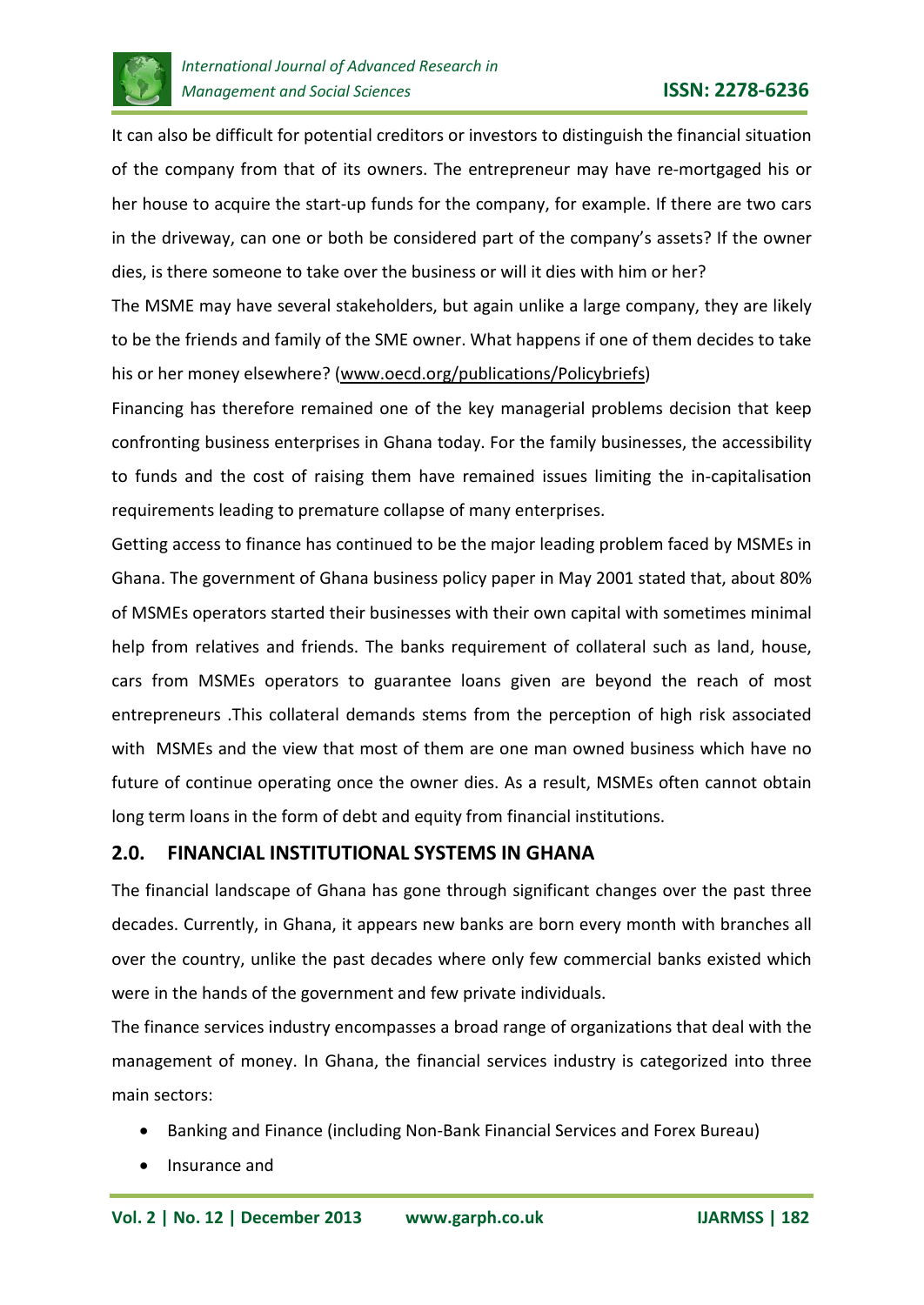It can also be difficult for potential creditors or investors to distinguish the financial situation of the company from that of its owners. The entrepreneur may have re-mortgaged his or her house to acquire the start-up funds for the company, for example. If there are two cars in the driveway, can one or both be considered part of the company's assets? If the owner dies, is there someone to take over the business or will it dies with him or her?

The MSME may have several stakeholders, but again unlike a large company, they are likely to be the friends and family of the SME owner. What happens if one of them decides to take his or her money elsewhere? (www.oecd.org/publications/Policybriefs)

Financing has therefore remained one of the key managerial problems decision that keep confronting business enterprises in Ghana today. For the family businesses, the accessibility to funds and the cost of raising them have remained issues limiting the in-capitalisation requirements leading to premature collapse of many enterprises.

Getting access to finance has continued to be the major leading problem faced by MSMEs in Ghana. The government of Ghana business policy paper in May 2001 stated that, about 80% of MSMEs operators started their businesses with their own capital with sometimes minimal help from relatives and friends. The banks requirement of collateral such as land, house, cars from MSMEs operators to guarantee loans given are beyond the reach of most entrepreneurs .This collateral demands stems from the perception of high risk associated with MSMEs and the view that most of them are one man owned business which have no future of continue operating once the owner dies. As a result, MSMEs often cannot obtain long term loans in the form of debt and equity from financial institutions.

## 2.0. FINANCIAL INSTITUTIONAL SYSTEMS IN GHANA

The financial landscape of Ghana has gone through significant changes over the past three decades. Currently, in Ghana, it appears new banks are born every month with branches all over the country, unlike the past decades where only few commercial banks existed which were in the hands of the government and few private individuals.

The finance services industry encompasses a broad range of organizations that deal with the management of money. In Ghana, the financial services industry is categorized into three main sectors:

- Banking and Finance (including Non-Bank Financial Services and Forex Bureau)
- Insurance and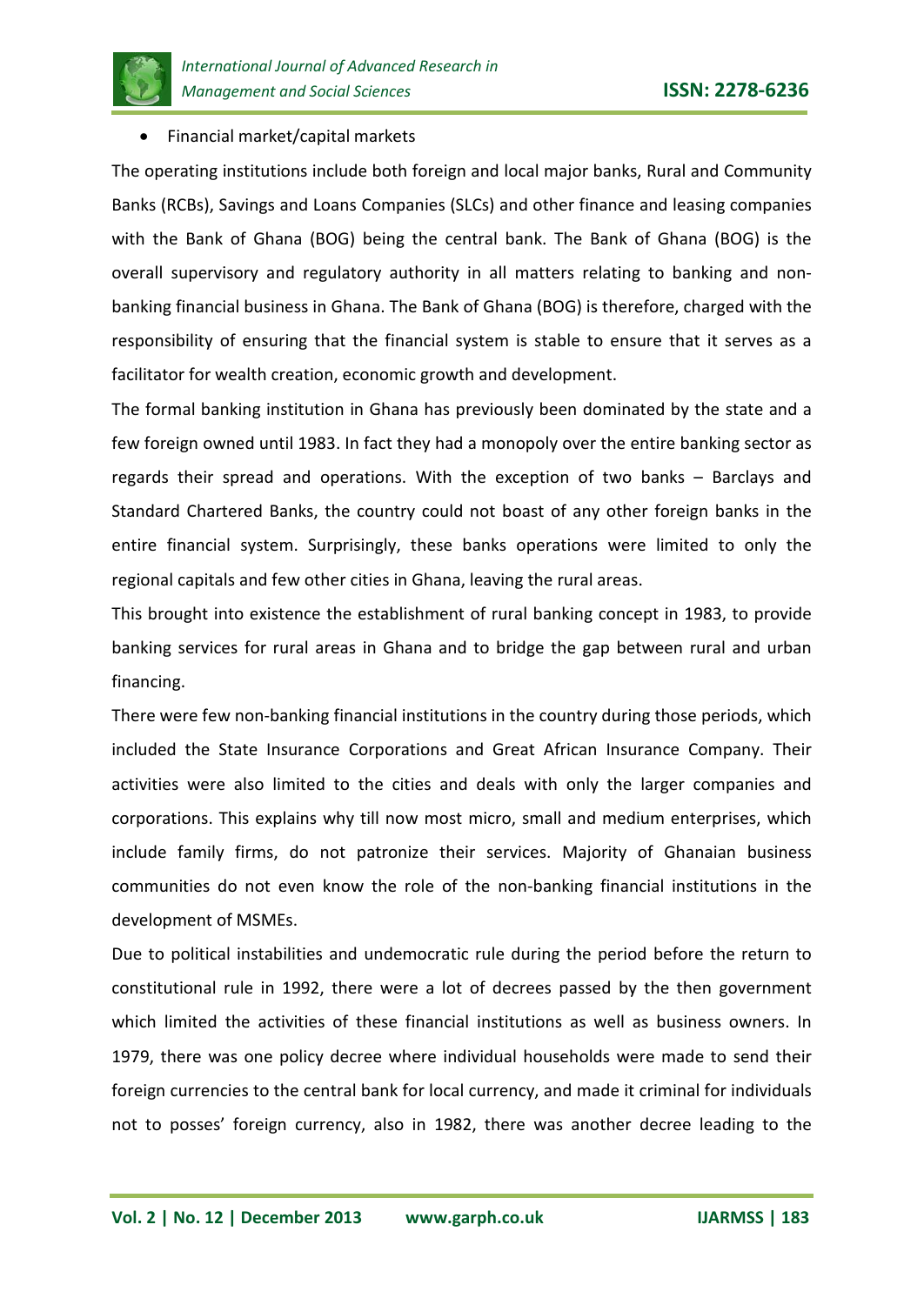- Financial market/capital markets

The operating institutions include both foreign and local major banks, Rural and Community Banks (RCBs), Savings and Loans Companies (SLCs) and other finance and leasing companies with the Bank of Ghana (BOG) being the central bank. The Bank of Ghana (BOG) is the overall supervisory and regulatory authority in all matters relating to banking and non-banking financial business in Ghana. The Bank of Ghana (BOG) is therefore, charged with the responsibility of ensuring that the financial system is stable to ensure that it serves as a facilitator for wealth creation, economic growth and development.

The formal banking institution in Ghana has previously been dominated by the state and a few foreign owned until 1983. In fact they had a monopoly over the entire banking sector as regards their spread and operations. With the exception of two banks – Barclays and Standard Chartered Banks, the country could not boast of any other foreign banks in the entire financial system. Surprisingly, these banks operations were limited to only the regional capitals and few other cities in Ghana, leaving the rural areas.

This brought into existence the establishment of rural banking concept in 1983, to provide banking services for rural areas in Ghana and to bridge the gap between rural and urban financing.

There were few non-banking financial institutions in the country during those periods, which included the State Insurance Corporations and Great African Insurance Company. Their activities were also limited to the cities and deals with only the larger companies and corporations. This explains why till now most micro, small and medium enterprises, which include family firms, do not patronize their services. Majority of Ghanaian business communities do not even know the role of the non-banking financial institutions in the development of MSMEs.

Due to political instabilities and undemocratic rule during the period before the return to constitutional rule in 1992, there were a lot of decrees passed by the then government which limited the activities of these financial institutions as well as business owners. In 1979, there was one policy decree where individual households were made to send their foreign currencies to the central bank for local currency, and made it criminal for individuals not to posses' foreign currency, also in 1982, there was another decree leading to the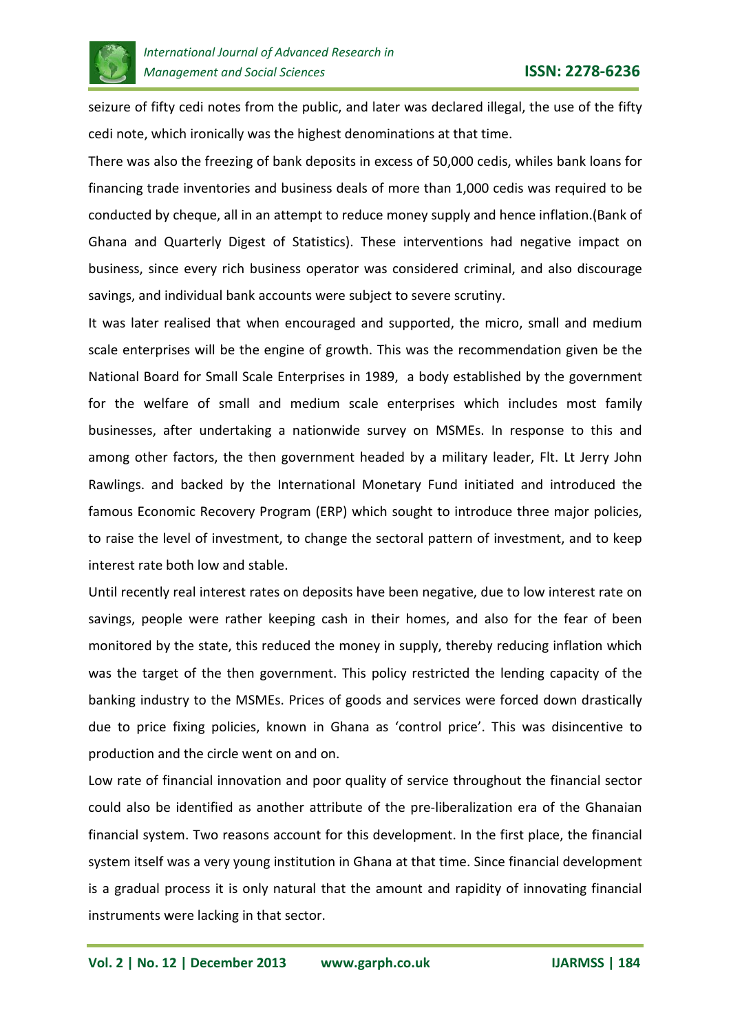seizure of fifty cedi notes from the public, and later was declared illegal, the use of the fifty cedi note, which ironically was the highest denominations at that time.

There was also the freezing of bank deposits in excess of 50,000 cedis, whiles bank loans for financing trade inventories and business deals of more than 1,000 cedis was required to be conducted by cheque, all in an attempt to reduce money supply and hence inflation.(Bank of Ghana and Quarterly Digest of Statistics). These interventions had negative impact on business, since every rich business operator was considered criminal, and also discourage savings, and individual bank accounts were subject to severe scrutiny.

It was later realised that when encouraged and supported, the micro, small and medium scale enterprises will be the engine of growth. This was the recommendation given be the National Board for Small Scale Enterprises in 1989, a body established by the government for the welfare of small and medium scale enterprises which includes most family businesses, after undertaking a nationwide survey on MSMEs. In response to this and among other factors, the then government headed by a military leader, Flt. Lt Jerry John Rawlings. and backed by the International Monetary Fund initiated and introduced the famous Economic Recovery Program (ERP) which sought to introduce three major policies, to raise the level of investment, to change the sectoral pattern of investment, and to keep interest rate both low and stable.

Until recently real interest rates on deposits have been negative, due to low interest rate on savings, people were rather keeping cash in their homes, and also for the fear of been monitored by the state, this reduced the money in supply, thereby reducing inflation which was the target of the then government. This policy restricted the lending capacity of the banking industry to the MSMEs. Prices of goods and services were forced down drastically due to price fixing policies, known in Ghana as 'control price'. This was disincentive to production and the circle went on and on.

Low rate of financial innovation and poor quality of service throughout the financial sector could also be identified as another attribute of the pre-liberalization era of the Ghanaian financial system. Two reasons account for this development. In the first place, the financial system itself was a very young institution in Ghana at that time. Since financial development is a gradual process it is only natural that the amount and rapidity of innovating financial instruments were lacking in that sector.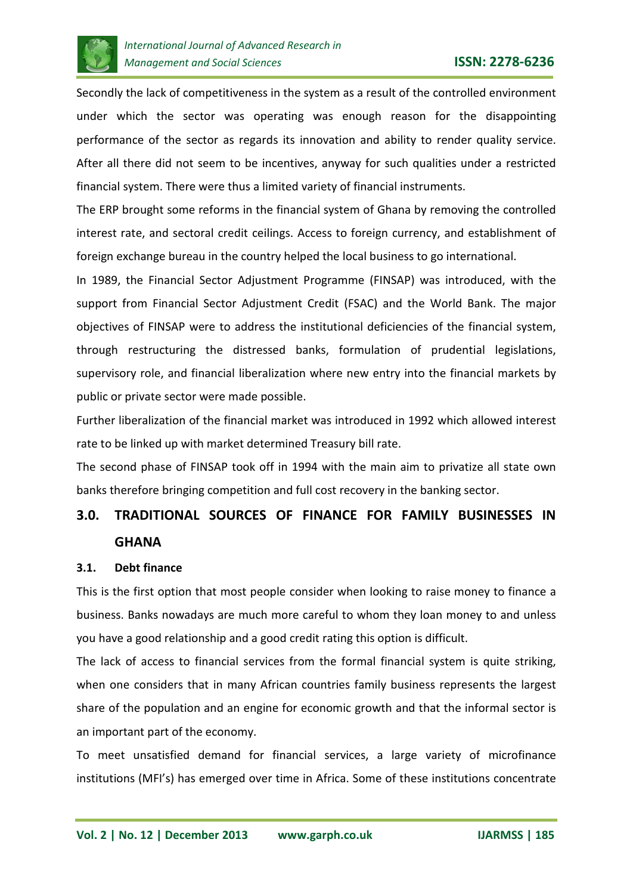Secondly the lack of competitiveness in the system as a result of the controlled environment under which the sector was operating was enough reason for the disappointing performance of the sector as regards its innovation and ability to render quality service. After all there did not seem to be incentives, anyway for such qualities under a restricted financial system. There were thus a limited variety of financial instruments.

The ERP brought some reforms in the financial system of Ghana by removing the controlled interest rate, and sectoral credit ceilings. Access to foreign currency, and establishment of foreign exchange bureau in the country helped the local business to go international.

In 1989, the Financial Sector Adjustment Programme (FINSAP) was introduced, with the support from Financial Sector Adjustment Credit (FSAC) and the World Bank. The major objectives of FINSAP were to address the institutional deficiencies of the financial system, through restructuring the distressed banks, formulation of prudential legislations, supervisory role, and financial liberalization where new entry into the financial markets by public or private sector were made possible.

Further liberalization of the financial market was introduced in 1992 which allowed interest rate to be linked up with market determined Treasury bill rate.

The second phase of FINSAP took off in 1994 with the main aim to privatize all state own banks therefore bringing competition and full cost recovery in the banking sector.

## 3.0. TRADITIONAL SOURCES OF FINANCE FOR FAMILY BUSINESSES IN GHANA

### 3.1. Debt finance

This is the first option that most people consider when looking to raise money to finance a business. Banks nowadays are much more careful to whom they loan money to and unless you have a good relationship and a good credit rating this option is difficult.

The lack of access to financial services from the formal financial system is quite striking, when one considers that in many African countries family business represents the largest share of the population and an engine for economic growth and that the informal sector is an important part of the economy.

To meet unsatisfied demand for financial services, a large variety of microfinance institutions (MFI's) has emerged over time in Africa. Some of these institutions concentrate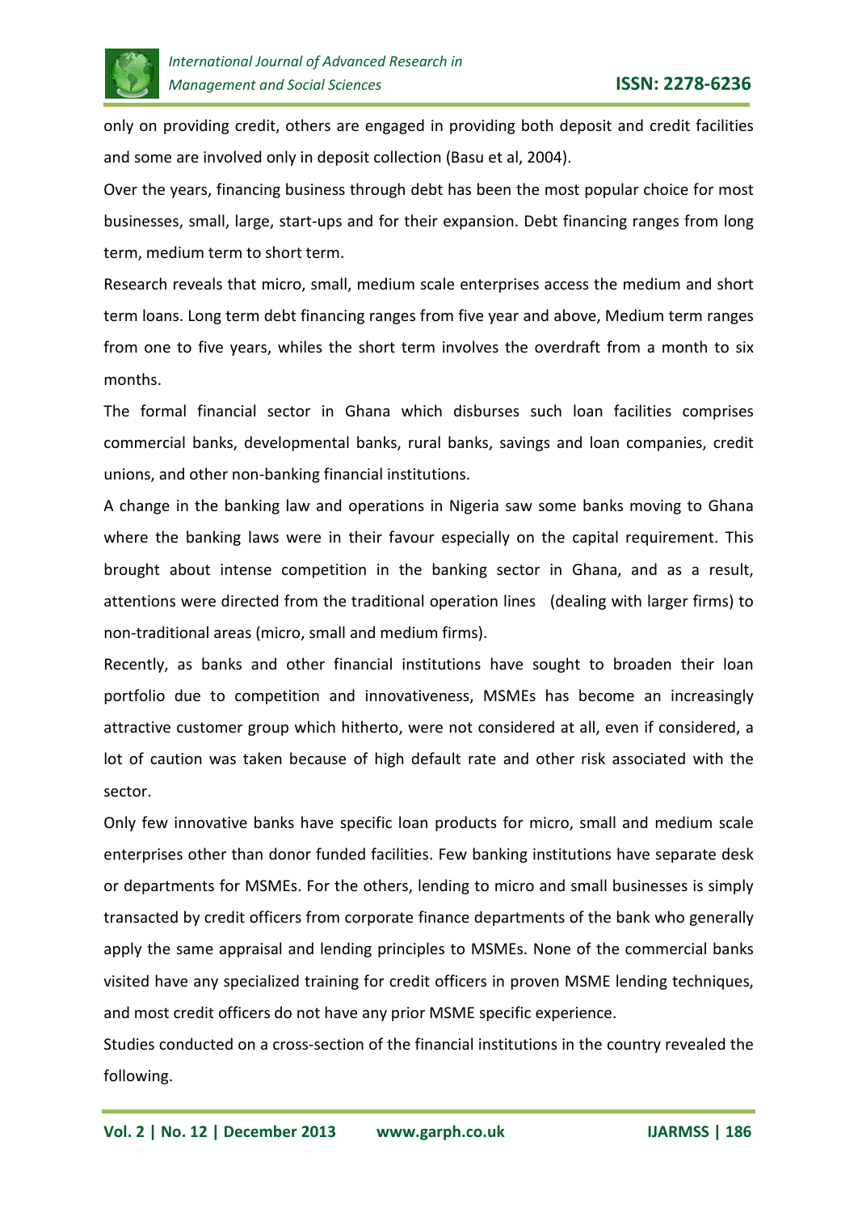only on providing credit, others are engaged in providing both deposit and credit facilities and some are involved only in deposit collection (Basu et al, 2004).

Over the years, financing business through debt has been the most popular choice for most businesses, small, large, start-ups and for their expansion. Debt financing ranges from long term, medium term to short term.

Research reveals that micro, small, medium scale enterprises access the medium and short term loans. Long term debt financing ranges from five year and above, Medium term ranges from one to five years, whiles the short term involves the overdraft from a month to six months.

The formal financial sector in Ghana which disburses such loan facilities comprises commercial banks, developmental banks, rural banks, savings and loan companies, credit unions, and other non-banking financial institutions.

A change in the banking law and operations in Nigeria saw some banks moving to Ghana where the banking laws were in their favour especially on the capital requirement. This brought about intense competition in the banking sector in Ghana, and as a result, attentions were directed from the traditional operation lines (dealing with larger firms) to non-traditional areas (micro, small and medium firms).

Recently, as banks and other financial institutions have sought to broaden their loan portfolio due to competition and innovativeness, MSMEs has become an increasingly attractive customer group which hitherto, were not considered at all, even if considered, a lot of caution was taken because of high default rate and other risk associated with the sector.

Only few innovative banks have specific loan products for micro, small and medium scale enterprises other than donor funded facilities. Few banking institutions have separate desk or departments for MSMEs. For the others, lending to micro and small businesses is simply transacted by credit officers from corporate finance departments of the bank who generally apply the same appraisal and lending principles to MSMEs. None of the commercial banks visited have any specialized training for credit officers in proven MSME lending techniques, and most credit officers do not have any prior MSME specific experience.

Studies conducted on a cross-section of the financial institutions in the country revealed the following.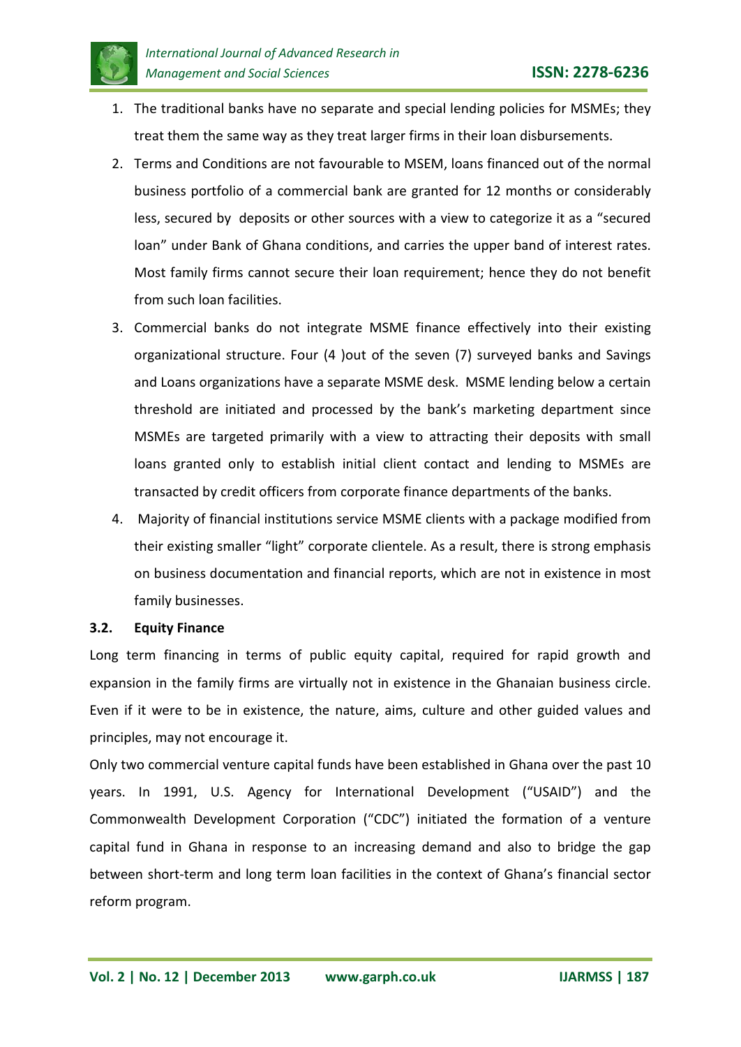1. The traditional banks have no separate and special lending policies for MSMEs; they treat them the same way as they treat larger firms in their loan disbursements.
2. Terms and Conditions are not favourable to MSEM, loans financed out of the normal business portfolio of a commercial bank are granted for 12 months or considerably less, secured by deposits or other sources with a view to categorize it as a "secured loan" under Bank of Ghana conditions, and carries the upper band of interest rates. Most family firms cannot secure their loan requirement; hence they do not benefit from such loan facilities.
3. Commercial banks do not integrate MSME finance effectively into their existing organizational structure. Four (4 )out of the seven (7) surveyed banks and Savings and Loans organizations have a separate MSME desk. MSME lending below a certain threshold are initiated and processed by the bank's marketing department since MSMEs are targeted primarily with a view to attracting their deposits with small loans granted only to establish initial client contact and lending to MSMEs are transacted by credit officers from corporate finance departments of the banks.
4. Majority of financial institutions service MSME clients with a package modified from their existing smaller "light" corporate clientele. As a result, there is strong emphasis on business documentation and financial reports, which are not in existence in most family businesses.

### 3.2. Equity Finance

Long term financing in terms of public equity capital, required for rapid growth and expansion in the family firms are virtually not in existence in the Ghanaian business circle. Even if it were to be in existence, the nature, aims, culture and other guided values and principles, may not encourage it.

Only two commercial venture capital funds have been established in Ghana over the past 10 years. In 1991, U.S. Agency for International Development ("USAID") and the Commonwealth Development Corporation ("CDC") initiated the formation of a venture capital fund in Ghana in response to an increasing demand and also to bridge the gap between short-term and long term loan facilities in the context of Ghana's financial sector reform program.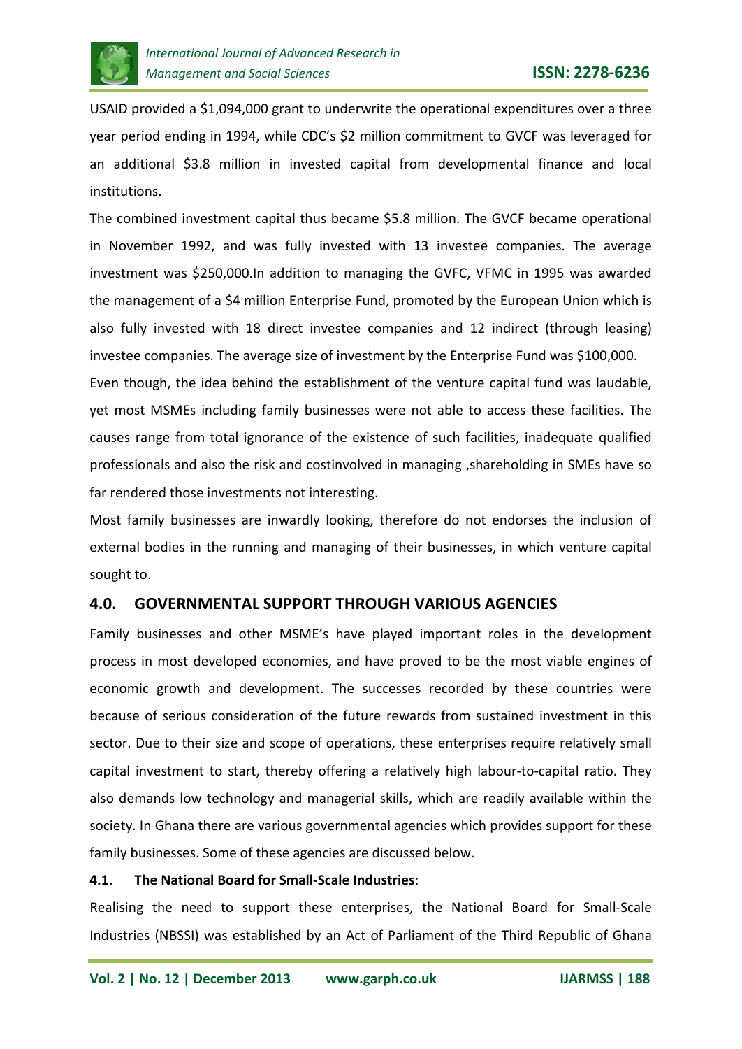USAID provided a $1,094,000 grant to underwrite the operational expenditures over a three year period ending in 1994, while CDC's $2 million commitment to GVCF was leveraged for an additional $3.8 million in invested capital from developmental finance and local institutions.

The combined investment capital thus became $5.8 million. The GVCF became operational in November 1992, and was fully invested with 13 investee companies. The average investment was $250,000.In addition to managing the GVFC, VFMC in 1995 was awarded the management of a $4 million Enterprise Fund, promoted by the European Union which is also fully invested with 18 direct investee companies and 12 indirect (through leasing) investee companies. The average size of investment by the Enterprise Fund was $100,000.

Even though, the idea behind the establishment of the venture capital fund was laudable, yet most MSMEs including family businesses were not able to access these facilities. The causes range from total ignorance of the existence of such facilities, inadequate qualified professionals and also the risk and costinvolved in managing ,shareholding in SMEs have so far rendered those investments not interesting.

Most family businesses are inwardly looking, therefore do not endorses the inclusion of external bodies in the running and managing of their businesses, in which venture capital sought to.

## 4.0. GOVERNMENTAL SUPPORT THROUGH VARIOUS AGENCIES

Family businesses and other MSME's have played important roles in the development process in most developed economies, and have proved to be the most viable engines of economic growth and development. The successes recorded by these countries were because of serious consideration of the future rewards from sustained investment in this sector. Due to their size and scope of operations, these enterprises require relatively small capital investment to start, thereby offering a relatively high labour-to-capital ratio. They also demands low technology and managerial skills, which are readily available within the society. In Ghana there are various governmental agencies which provides support for these family businesses. Some of these agencies are discussed below.

### 4.1. The National Board for Small-Scale Industries:

Realising the need to support these enterprises, the National Board for Small-Scale Industries (NBSSI) was established by an Act of Parliament of the Third Republic of Ghana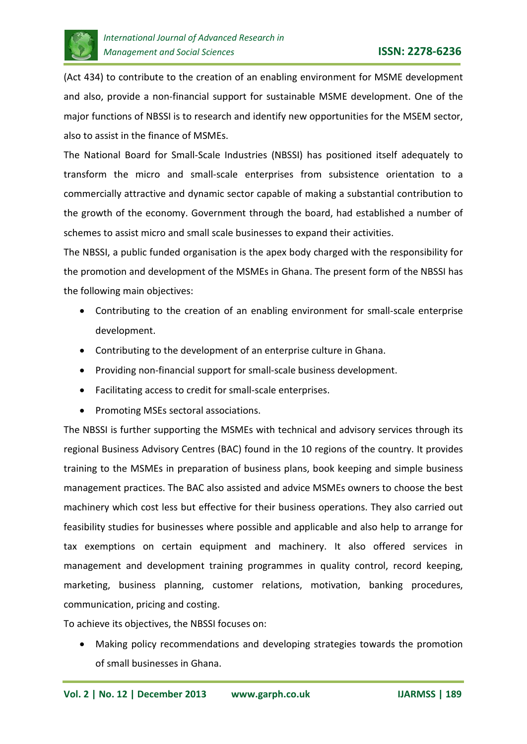(Act 434) to contribute to the creation of an enabling environment for MSME development and also, provide a non-financial support for sustainable MSME development. One of the major functions of NBSSI is to research and identify new opportunities for the MSEM sector, also to assist in the finance of MSMEs.

The National Board for Small-Scale Industries (NBSSI) has positioned itself adequately to transform the micro and small-scale enterprises from subsistence orientation to a commercially attractive and dynamic sector capable of making a substantial contribution to the growth of the economy. Government through the board, had established a number of schemes to assist micro and small scale businesses to expand their activities.

The NBSSI, a public funded organisation is the apex body charged with the responsibility for the promotion and development of the MSMEs in Ghana. The present form of the NBSSI has the following main objectives:

- Contributing to the creation of an enabling environment for small-scale enterprise development.
- Contributing to the development of an enterprise culture in Ghana.
- Providing non-financial support for small-scale business development.
- Facilitating access to credit for small-scale enterprises.
- Promoting MSEs sectoral associations.

The NBSSI is further supporting the MSMEs with technical and advisory services through its regional Business Advisory Centres (BAC) found in the 10 regions of the country. It provides training to the MSMEs in preparation of business plans, book keeping and simple business management practices. The BAC also assisted and advice MSMEs owners to choose the best machinery which cost less but effective for their business operations. They also carried out feasibility studies for businesses where possible and applicable and also help to arrange for tax exemptions on certain equipment and machinery. It also offered services in management and development training programmes in quality control, record keeping, marketing, business planning, customer relations, motivation, banking procedures, communication, pricing and costing.

To achieve its objectives, the NBSSI focuses on:

- Making policy recommendations and developing strategies towards the promotion of small businesses in Ghana.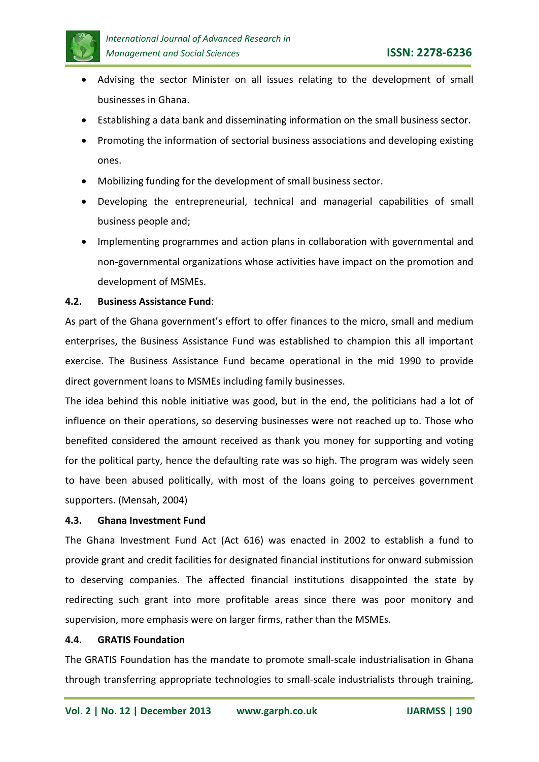- Advising the sector Minister on all issues relating to the development of small businesses in Ghana.
- Establishing a data bank and disseminating information on the small business sector.
- Promoting the information of sectorial business associations and developing existing ones.
- Mobilizing funding for the development of small business sector.
- Developing the entrepreneurial, technical and managerial capabilities of small business people and;
- Implementing programmes and action plans in collaboration with governmental and non-governmental organizations whose activities have impact on the promotion and development of MSMEs.

### 4.2. Business Assistance Fund:

As part of the Ghana government's effort to offer finances to the micro, small and medium enterprises, the Business Assistance Fund was established to champion this all important exercise. The Business Assistance Fund became operational in the mid 1990 to provide direct government loans to MSMEs including family businesses.

The idea behind this noble initiative was good, but in the end, the politicians had a lot of influence on their operations, so deserving businesses were not reached up to. Those who benefited considered the amount received as thank you money for supporting and voting for the political party, hence the defaulting rate was so high. The program was widely seen to have been abused politically, with most of the loans going to perceives government supporters. (Mensah, 2004)

### 4.3. Ghana Investment Fund

The Ghana Investment Fund Act (Act 616) was enacted in 2002 to establish a fund to provide grant and credit facilities for designated financial institutions for onward submission to deserving companies. The affected financial institutions disappointed the state by redirecting such grant into more profitable areas since there was poor monitory and supervision, more emphasis were on larger firms, rather than the MSMEs.

### 4.4. GRATIS Foundation

The GRATIS Foundation has the mandate to promote small-scale industrialisation in Ghana through transferring appropriate technologies to small-scale industrialists through training,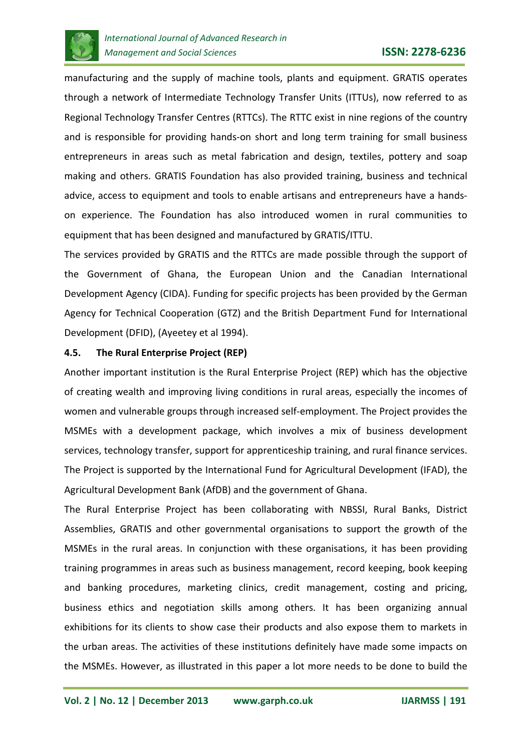manufacturing and the supply of machine tools, plants and equipment. GRATIS operates through a network of Intermediate Technology Transfer Units (ITTUs), now referred to as Regional Technology Transfer Centres (RTTCs). The RTTC exist in nine regions of the country and is responsible for providing hands-on short and long term training for small business entrepreneurs in areas such as metal fabrication and design, textiles, pottery and soap making and others. GRATIS Foundation has also provided training, business and technical advice, access to equipment and tools to enable artisans and entrepreneurs have a hands-on experience. The Foundation has also introduced women in rural communities to equipment that has been designed and manufactured by GRATIS/ITTU.

The services provided by GRATIS and the RTTCs are made possible through the support of the Government of Ghana, the European Union and the Canadian International Development Agency (CIDA). Funding for specific projects has been provided by the German Agency for Technical Cooperation (GTZ) and the British Department Fund for International Development (DFID), (Ayeetey et al 1994).

### 4.5. The Rural Enterprise Project (REP)

Another important institution is the Rural Enterprise Project (REP) which has the objective of creating wealth and improving living conditions in rural areas, especially the incomes of women and vulnerable groups through increased self-employment. The Project provides the MSMEs with a development package, which involves a mix of business development services, technology transfer, support for apprenticeship training, and rural finance services. The Project is supported by the International Fund for Agricultural Development (IFAD), the Agricultural Development Bank (AfDB) and the government of Ghana.

The Rural Enterprise Project has been collaborating with NBSSI, Rural Banks, District Assemblies, GRATIS and other governmental organisations to support the growth of the MSMEs in the rural areas. In conjunction with these organisations, it has been providing training programmes in areas such as business management, record keeping, book keeping and banking procedures, marketing clinics, credit management, costing and pricing, business ethics and negotiation skills among others. It has been organizing annual exhibitions for its clients to show case their products and also expose them to markets in the urban areas. The activities of these institutions definitely have made some impacts on the MSMEs. However, as illustrated in this paper a lot more needs to be done to build the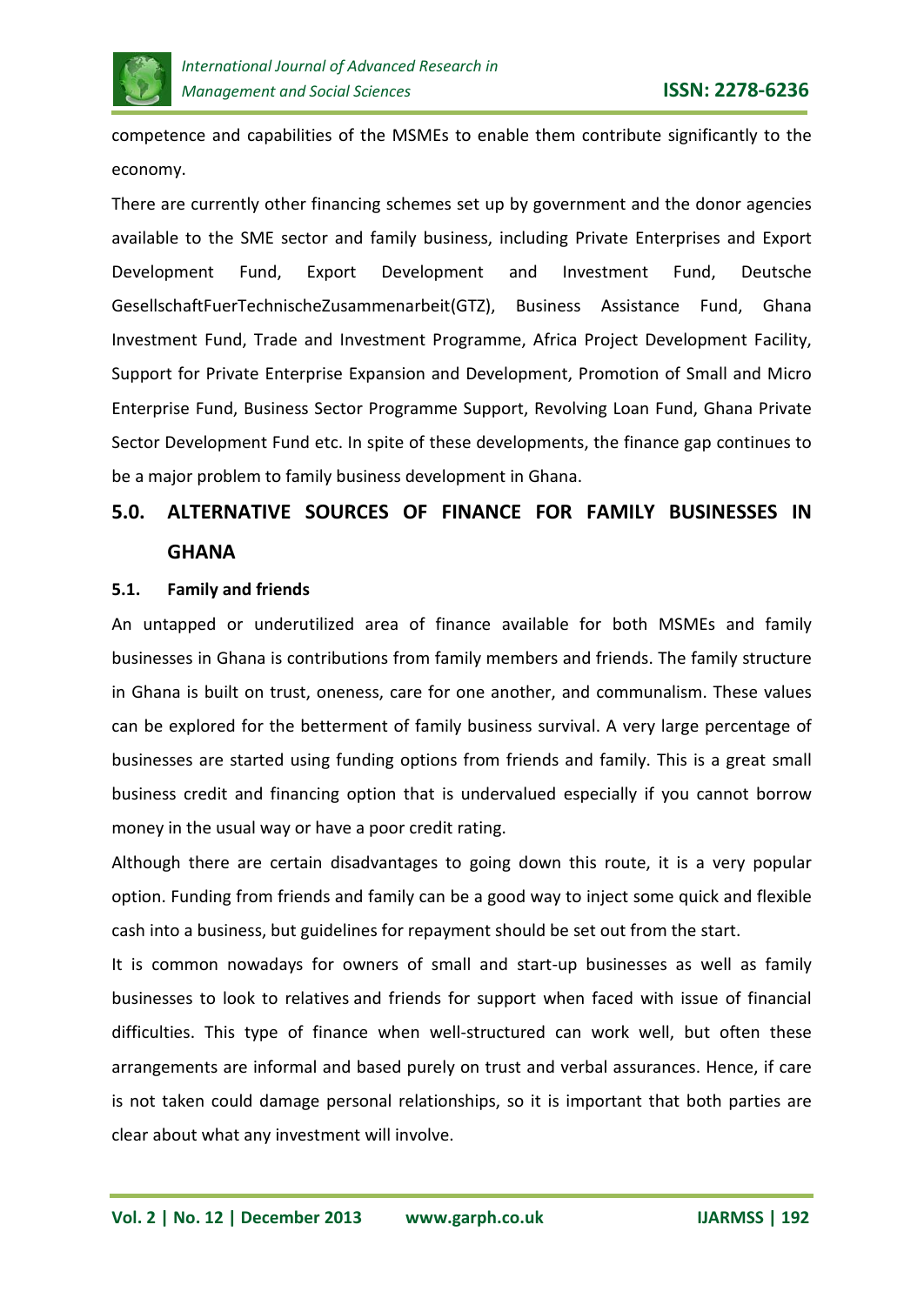competence and capabilities of the MSMEs to enable them contribute significantly to the economy.

There are currently other financing schemes set up by government and the donor agencies available to the SME sector and family business, including Private Enterprises and Export Development Fund, Export Development and Investment Fund, Deutsche GesellschaftFuerTechnischeZusammenarbeit(GTZ), Business Assistance Fund, Ghana Investment Fund, Trade and Investment Programme, Africa Project Development Facility, Support for Private Enterprise Expansion and Development, Promotion of Small and Micro Enterprise Fund, Business Sector Programme Support, Revolving Loan Fund, Ghana Private Sector Development Fund etc. In spite of these developments, the finance gap continues to be a major problem to family business development in Ghana.

## 5.0. ALTERNATIVE SOURCES OF FINANCE FOR FAMILY BUSINESSES IN GHANA

### 5.1. Family and friends

An untapped or underutilized area of finance available for both MSMEs and family businesses in Ghana is contributions from family members and friends. The family structure in Ghana is built on trust, oneness, care for one another, and communalism. These values can be explored for the betterment of family business survival. A very large percentage of businesses are started using funding options from friends and family. This is a great small business credit and financing option that is undervalued especially if you cannot borrow money in the usual way or have a poor credit rating.

Although there are certain disadvantages to going down this route, it is a very popular option. Funding from friends and family can be a good way to inject some quick and flexible cash into a business, but guidelines for repayment should be set out from the start.

It is common nowadays for owners of small and start-up businesses as well as family businesses to look to relatives and friends for support when faced with issue of financial difficulties. This type of finance when well-structured can work well, but often these arrangements are informal and based purely on trust and verbal assurances. Hence, if care is not taken could damage personal relationships, so it is important that both parties are clear about what any investment will involve.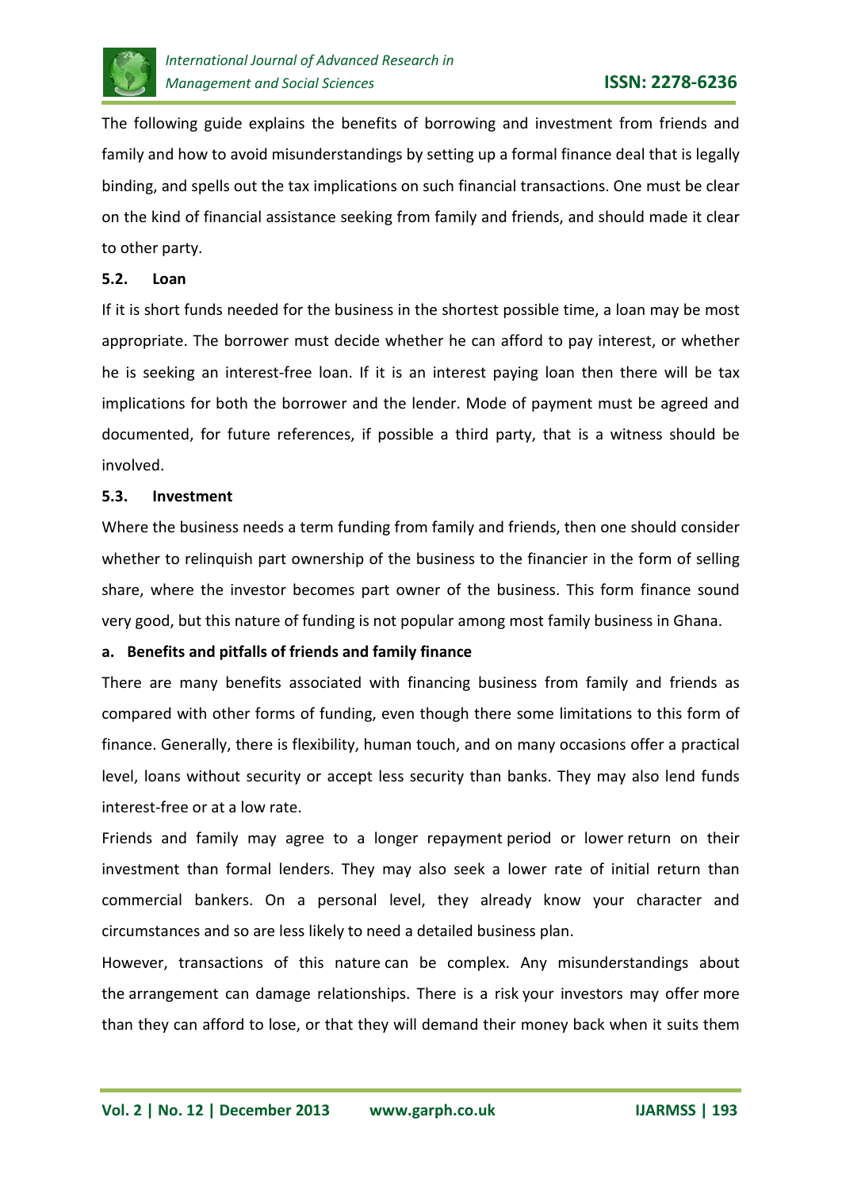The following guide explains the benefits of borrowing and investment from friends and family and how to avoid misunderstandings by setting up a formal finance deal that is legally binding, and spells out the tax implications on such financial transactions. One must be clear on the kind of financial assistance seeking from family and friends, and should made it clear to other party.

### 5.2. Loan

If it is short funds needed for the business in the shortest possible time, a loan may be most appropriate. The borrower must decide whether he can afford to pay interest, or whether he is seeking an interest-free loan. If it is an interest paying loan then there will be tax implications for both the borrower and the lender. Mode of payment must be agreed and documented, for future references, if possible a third party, that is a witness should be involved.

### 5.3. Investment

Where the business needs a term funding from family and friends, then one should consider whether to relinquish part ownership of the business to the financier in the form of selling share, where the investor becomes part owner of the business. This form finance sound very good, but this nature of funding is not popular among most family business in Ghana.

#### a. Benefits and pitfalls of friends and family finance

There are many benefits associated with financing business from family and friends as compared with other forms of funding, even though there some limitations to this form of finance. Generally, there is flexibility, human touch, and on many occasions offer a practical level, loans without security or accept less security than banks. They may also lend funds interest-free or at a low rate.

Friends and family may agree to a longer repayment period or lower return on their investment than formal lenders. They may also seek a lower rate of initial return than commercial bankers. On a personal level, they already know your character and circumstances and so are less likely to need a detailed business plan.

However, transactions of this nature can be complex. Any misunderstandings about the arrangement can damage relationships. There is a risk your investors may offer more than they can afford to lose, or that they will demand their money back when it suits them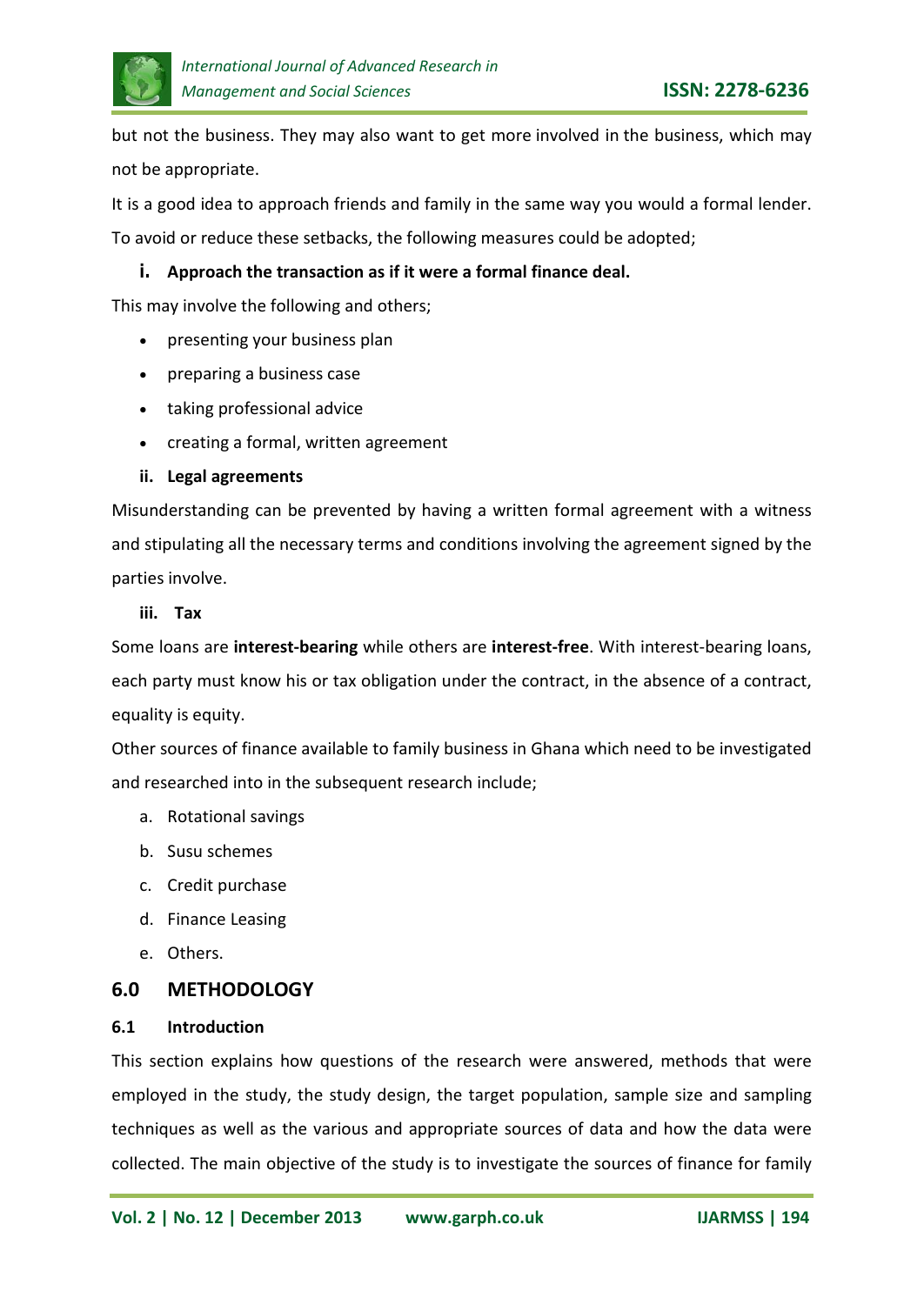but not the business. They may also want to get more involved in the business, which may not be appropriate.

It is a good idea to approach friends and family in the same way you would a formal lender. To avoid or reduce these setbacks, the following measures could be adopted;

**i. Approach the transaction as if it were a formal finance deal.**

This may involve the following and others;

- presenting your business plan
- preparing a business case
- taking professional advice
- creating a formal, written agreement

**ii. Legal agreements**

Misunderstanding can be prevented by having a written formal agreement with a witness and stipulating all the necessary terms and conditions involving the agreement signed by the parties involve.

**iii. Tax**

Some loans are **interest-bearing** while others are **interest-free**. With interest-bearing loans, each party must know his or tax obligation under the contract, in the absence of a contract, equality is equity.

Other sources of finance available to family business in Ghana which need to be investigated and researched into in the subsequent research include;

a. Rotational savings
b. Susu schemes
c. Credit purchase
d. Finance Leasing
e. Others.

## 6.0 METHODOLOGY

### 6.1 Introduction

This section explains how questions of the research were answered, methods that were employed in the study, the study design, the target population, sample size and sampling techniques as well as the various and appropriate sources of data and how the data were collected. The main objective of the study is to investigate the sources of finance for family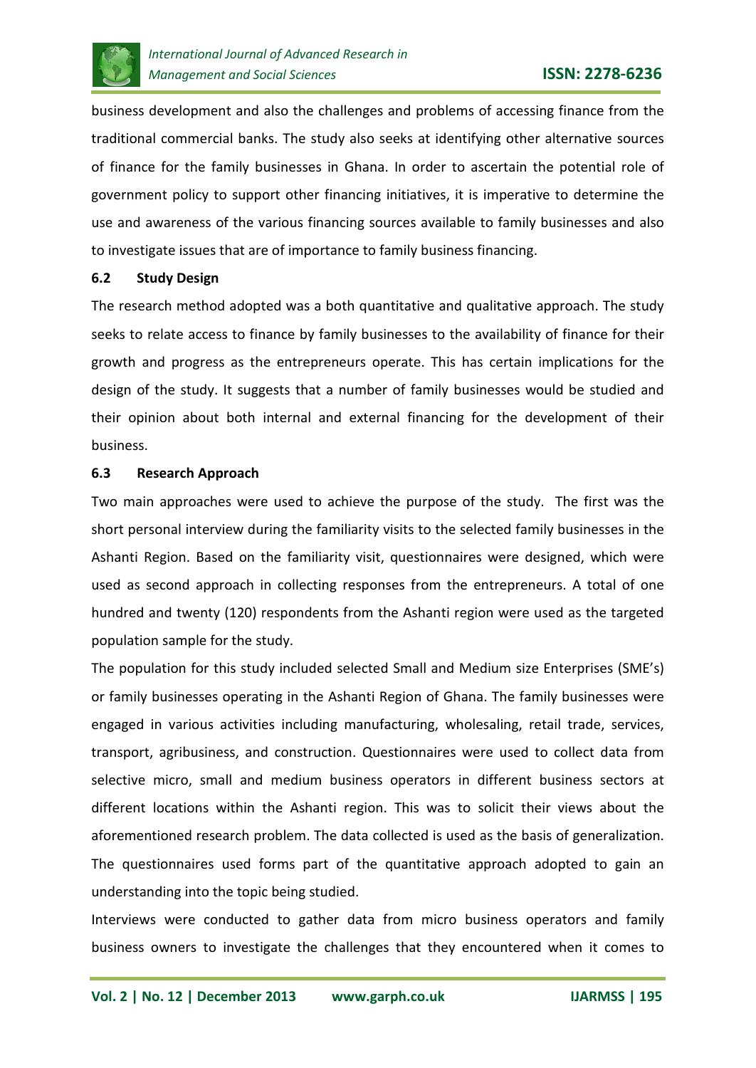business development and also the challenges and problems of accessing finance from the traditional commercial banks. The study also seeks at identifying other alternative sources of finance for the family businesses in Ghana. In order to ascertain the potential role of government policy to support other financing initiatives, it is imperative to determine the use and awareness of the various financing sources available to family businesses and also to investigate issues that are of importance to family business financing.

### 6.2 Study Design

The research method adopted was a both quantitative and qualitative approach. The study seeks to relate access to finance by family businesses to the availability of finance for their growth and progress as the entrepreneurs operate. This has certain implications for the design of the study. It suggests that a number of family businesses would be studied and their opinion about both internal and external financing for the development of their business.

### 6.3 Research Approach

Two main approaches were used to achieve the purpose of the study. The first was the short personal interview during the familiarity visits to the selected family businesses in the Ashanti Region. Based on the familiarity visit, questionnaires were designed, which were used as second approach in collecting responses from the entrepreneurs. A total of one hundred and twenty (120) respondents from the Ashanti region were used as the targeted population sample for the study.

The population for this study included selected Small and Medium size Enterprises (SME's) or family businesses operating in the Ashanti Region of Ghana. The family businesses were engaged in various activities including manufacturing, wholesaling, retail trade, services, transport, agribusiness, and construction. Questionnaires were used to collect data from selective micro, small and medium business operators in different business sectors at different locations within the Ashanti region. This was to solicit their views about the aforementioned research problem. The data collected is used as the basis of generalization. The questionnaires used forms part of the quantitative approach adopted to gain an understanding into the topic being studied.

Interviews were conducted to gather data from micro business operators and family business owners to investigate the challenges that they encountered when it comes to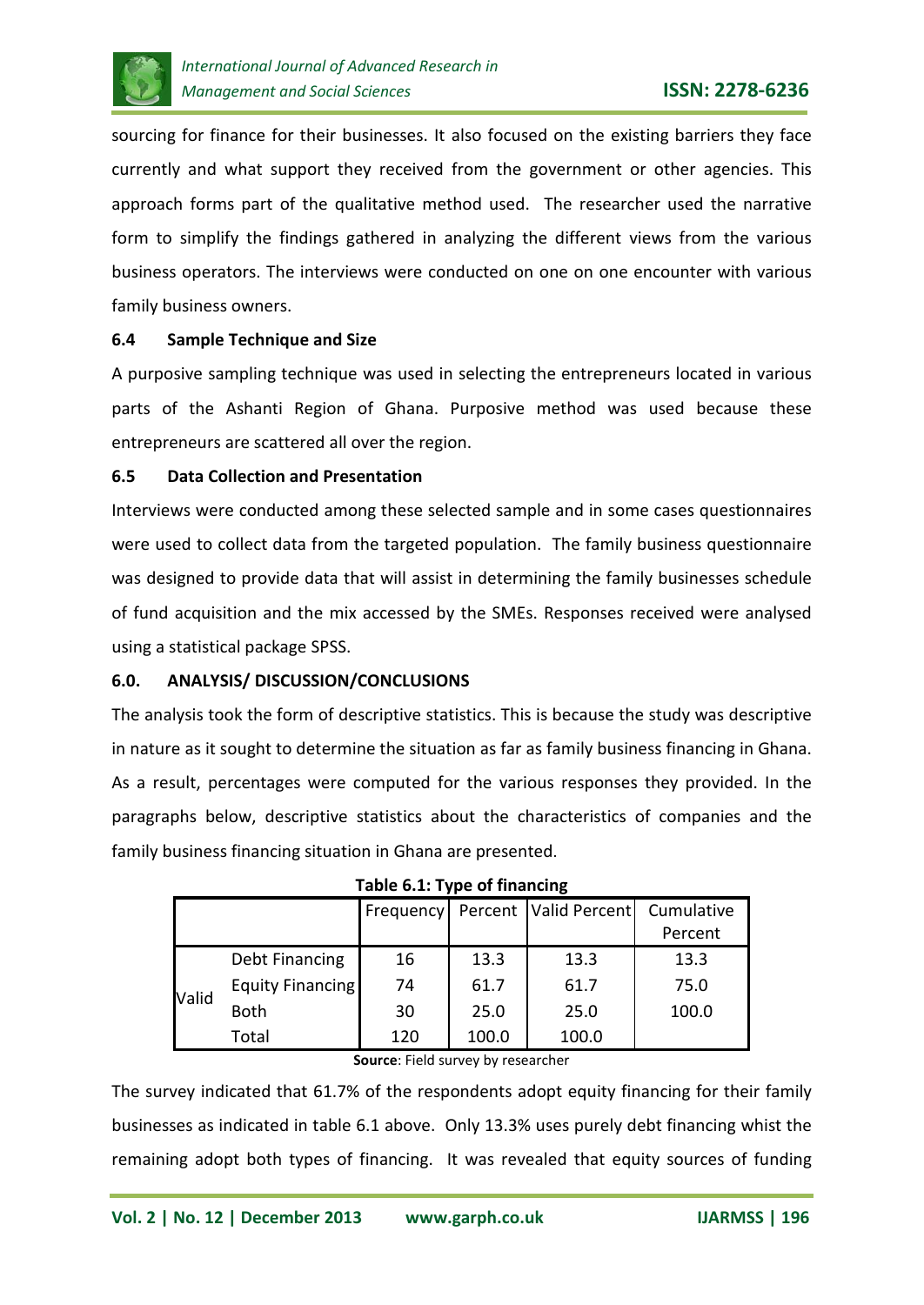sourcing for finance for their businesses. It also focused on the existing barriers they face currently and what support they received from the government or other agencies. This approach forms part of the qualitative method used. The researcher used the narrative form to simplify the findings gathered in analyzing the different views from the various business operators. The interviews were conducted on one on one encounter with various family business owners.

### 6.4 Sample Technique and Size

A purposive sampling technique was used in selecting the entrepreneurs located in various parts of the Ashanti Region of Ghana. Purposive method was used because these entrepreneurs are scattered all over the region.

### 6.5 Data Collection and Presentation

Interviews were conducted among these selected sample and in some cases questionnaires were used to collect data from the targeted population. The family business questionnaire was designed to provide data that will assist in determining the family businesses schedule of fund acquisition and the mix accessed by the SMEs. Responses received were analysed using a statistical package SPSS.

## 6.0. ANALYSIS/ DISCUSSION/CONCLUSIONS

The analysis took the form of descriptive statistics. This is because the study was descriptive in nature as it sought to determine the situation as far as family business financing in Ghana. As a result, percentages were computed for the various responses they provided. In the paragraphs below, descriptive statistics about the characteristics of companies and the family business financing situation in Ghana are presented.

**Table 6.1: Type of financing**

| | | Frequency | Percent | Valid Percent | Cumulative Percent |
|---|---|---|---|---|---|
| Valid | Debt Financing | 16 | 13.3 | 13.3 | 13.3 |
| | Equity Financing | 74 | 61.7 | 61.7 | 75.0 |
| | Both | 30 | 25.0 | 25.0 | 100.0 |
| | Total | 120 | 100.0 | 100.0 | |

**Source**: Field survey by researcher

The survey indicated that 61.7% of the respondents adopt equity financing for their family businesses as indicated in table 6.1 above. Only 13.3% uses purely debt financing whist the remaining adopt both types of financing. It was revealed that equity sources of funding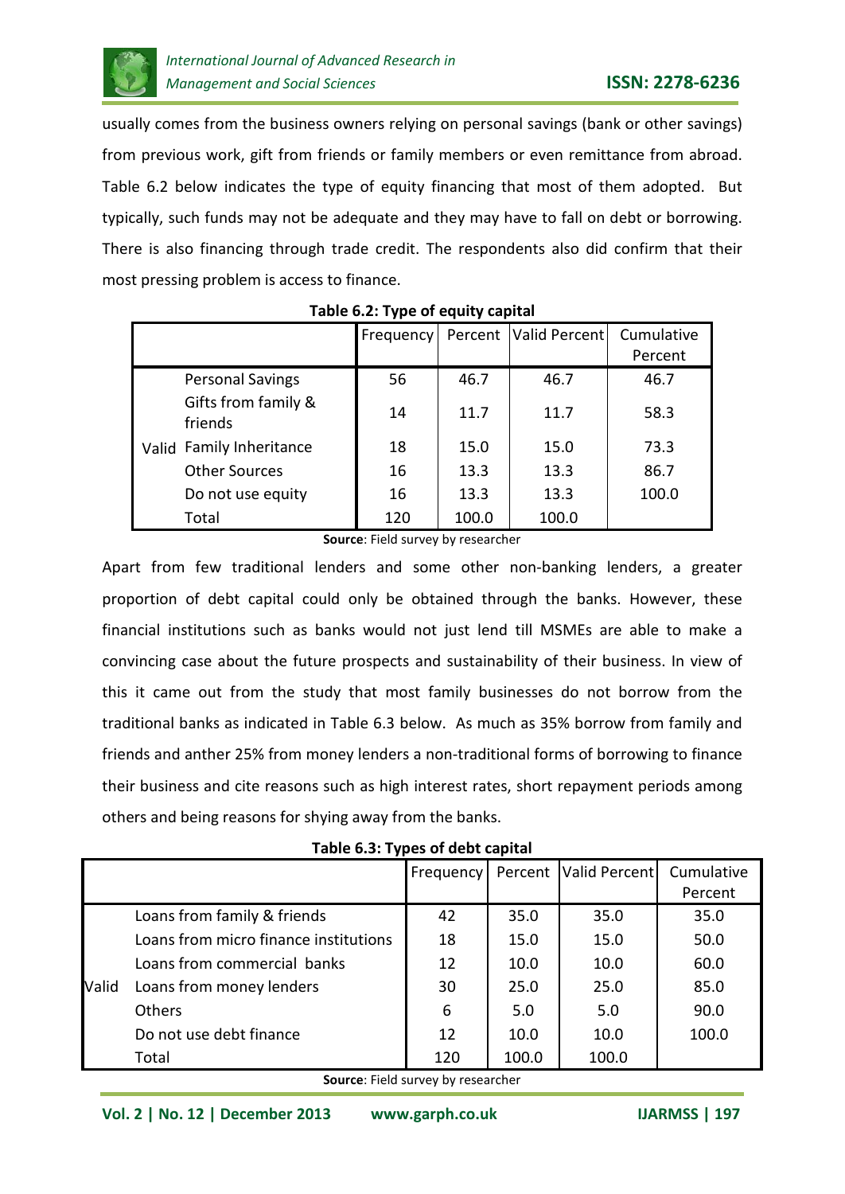usually comes from the business owners relying on personal savings (bank or other savings) from previous work, gift from friends or family members or even remittance from abroad. Table 6.2 below indicates the type of equity financing that most of them adopted. But typically, such funds may not be adequate and they may have to fall on debt or borrowing. There is also financing through trade credit. The respondents also did confirm that their most pressing problem is access to finance.

**Table 6.2: Type of equity capital**

| | | Frequency | Percent | Valid Percent | Cumulative Percent |
|---|---|---|---|---|---|
| Valid | Personal Savings | 56 | 46.7 | 46.7 | 46.7 |
| | Gifts from family & friends | 14 | 11.7 | 11.7 | 58.3 |
| | Family Inheritance | 18 | 15.0 | 15.0 | 73.3 |
| | Other Sources | 16 | 13.3 | 13.3 | 86.7 |
| | Do not use equity | 16 | 13.3 | 13.3 | 100.0 |
| | Total | 120 | 100.0 | 100.0 | |

**Source**: Field survey by researcher

Apart from few traditional lenders and some other non-banking lenders, a greater proportion of debt capital could only be obtained through the banks. However, these financial institutions such as banks would not just lend till MSMEs are able to make a convincing case about the future prospects and sustainability of their business. In view of this it came out from the study that most family businesses do not borrow from the traditional banks as indicated in Table 6.3 below. As much as 35% borrow from family and friends and anther 25% from money lenders a non-traditional forms of borrowing to finance their business and cite reasons such as high interest rates, short repayment periods among others and being reasons for shying away from the banks.

**Table 6.3: Types of debt capital**

| | | Frequency | Percent | Valid Percent | Cumulative Percent |
|---|---|---|---|---|---|
| Valid | Loans from family & friends | 42 | 35.0 | 35.0 | 35.0 |
| | Loans from micro finance institutions | 18 | 15.0 | 15.0 | 50.0 |
| | Loans from commercial banks | 12 | 10.0 | 10.0 | 60.0 |
| | Loans from money lenders | 30 | 25.0 | 25.0 | 85.0 |
| | Others | 6 | 5.0 | 5.0 | 90.0 |
| | Do not use debt finance | 12 | 10.0 | 10.0 | 100.0 |
| | Total | 120 | 100.0 | 100.0 | |

**Source**: Field survey by researcher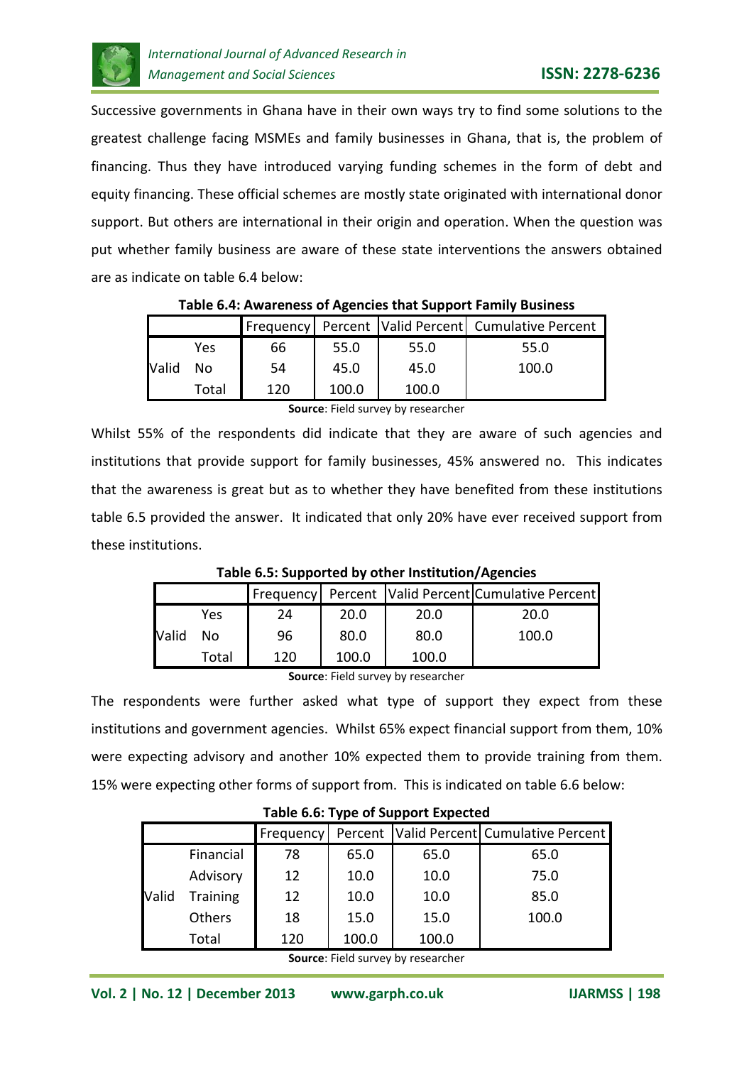Successive governments in Ghana have in their own ways try to find some solutions to the greatest challenge facing MSMEs and family businesses in Ghana, that is, the problem of financing. Thus they have introduced varying funding schemes in the form of debt and equity financing. These official schemes are mostly state originated with international donor support. But others are international in their origin and operation. When the question was put whether family business are aware of these state interventions the answers obtained are as indicate on table 6.4 below:

**Table 6.4: Awareness of Agencies that Support Family Business**

| | | Frequency | Percent | Valid Percent | Cumulative Percent |
|---|---|---|---|---|---|
| Valid | Yes | 66 | 55.0 | 55.0 | 55.0 |
| | No | 54 | 45.0 | 45.0 | 100.0 |
| | Total | 120 | 100.0 | 100.0 | |

**Source**: Field survey by researcher

Whilst 55% of the respondents did indicate that they are aware of such agencies and institutions that provide support for family businesses, 45% answered no. This indicates that the awareness is great but as to whether they have benefited from these institutions table 6.5 provided the answer. It indicated that only 20% have ever received support from these institutions.

**Table 6.5: Supported by other Institution/Agencies**

| | | Frequency | Percent | Valid Percent | Cumulative Percent |
|---|---|---|---|---|---|
| Valid | Yes | 24 | 20.0 | 20.0 | 20.0 |
| | No | 96 | 80.0 | 80.0 | 100.0 |
| | Total | 120 | 100.0 | 100.0 | |

**Source**: Field survey by researcher

The respondents were further asked what type of support they expect from these institutions and government agencies. Whilst 65% expect financial support from them, 10% were expecting advisory and another 10% expected them to provide training from them. 15% were expecting other forms of support from. This is indicated on table 6.6 below:

**Table 6.6: Type of Support Expected**

| | | Frequency | Percent | Valid Percent | Cumulative Percent |
|---|---|---|---|---|---|
| Valid | Financial | 78 | 65.0 | 65.0 | 65.0 |
| | Advisory | 12 | 10.0 | 10.0 | 75.0 |
| | Training | 12 | 10.0 | 10.0 | 85.0 |
| | Others | 18 | 15.0 | 15.0 | 100.0 |
| | Total | 120 | 100.0 | 100.0 | |

**Source**: Field survey by researcher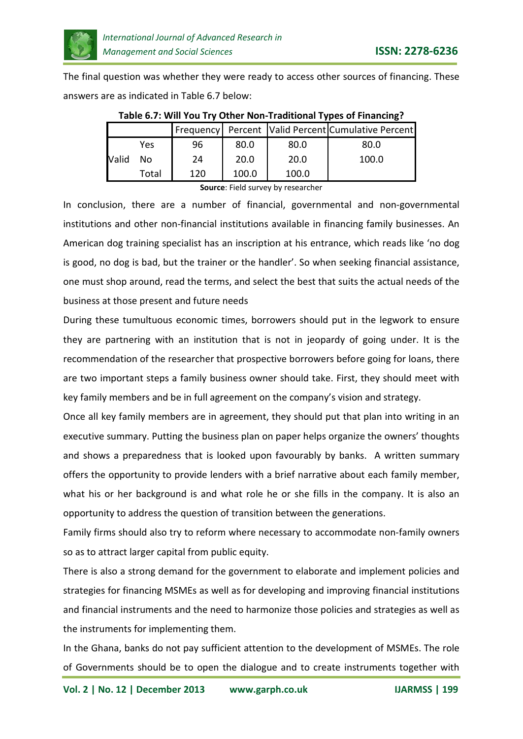The final question was whether they were ready to access other sources of financing. These answers are as indicated in Table 6.7 below:

**Table 6.7: Will You Try Other Non-Traditional Types of Financing?**

| | | Frequency | Percent | Valid Percent | Cumulative Percent |
|---|---|---|---|---|---|
| Valid | Yes | 96 | 80.0 | 80.0 | 80.0 |
| | No | 24 | 20.0 | 20.0 | 100.0 |
| | Total | 120 | 100.0 | 100.0 | |

**Source**: Field survey by researcher

In conclusion, there are a number of financial, governmental and non-governmental institutions and other non-financial institutions available in financing family businesses. An American dog training specialist has an inscription at his entrance, which reads like 'no dog is good, no dog is bad, but the trainer or the handler'. So when seeking financial assistance, one must shop around, read the terms, and select the best that suits the actual needs of the business at those present and future needs

During these tumultuous economic times, borrowers should put in the legwork to ensure they are partnering with an institution that is not in jeopardy of going under. It is the recommendation of the researcher that prospective borrowers before going for loans, there are two important steps a family business owner should take. First, they should meet with key family members and be in full agreement on the company's vision and strategy.

Once all key family members are in agreement, they should put that plan into writing in an executive summary. Putting the business plan on paper helps organize the owners' thoughts and shows a preparedness that is looked upon favourably by banks. A written summary offers the opportunity to provide lenders with a brief narrative about each family member, what his or her background is and what role he or she fills in the company. It is also an opportunity to address the question of transition between the generations.

Family firms should also try to reform where necessary to accommodate non-family owners so as to attract larger capital from public equity.

There is also a strong demand for the government to elaborate and implement policies and strategies for financing MSMEs as well as for developing and improving financial institutions and financial instruments and the need to harmonize those policies and strategies as well as the instruments for implementing them.

In the Ghana, banks do not pay sufficient attention to the development of MSMEs. The role of Governments should be to open the dialogue and to create instruments together with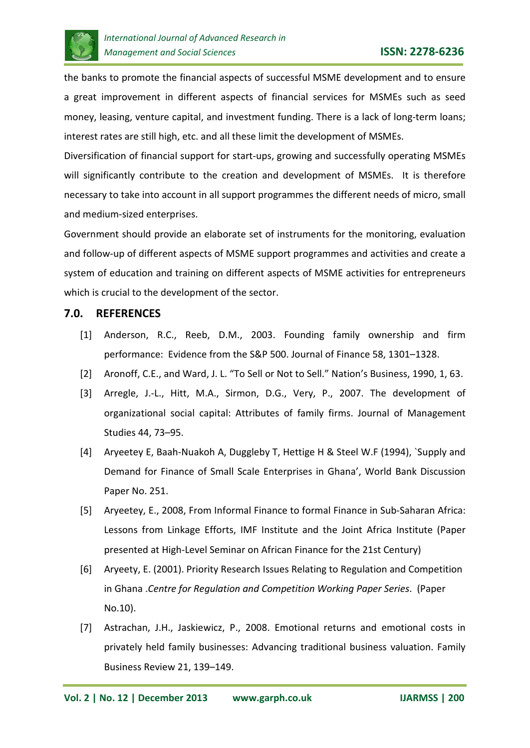the banks to promote the financial aspects of successful MSME development and to ensure a great improvement in different aspects of financial services for MSMEs such as seed money, leasing, venture capital, and investment funding. There is a lack of long-term loans; interest rates are still high, etc. and all these limit the development of MSMEs.

Diversification of financial support for start-ups, growing and successfully operating MSMEs will significantly contribute to the creation and development of MSMEs. It is therefore necessary to take into account in all support programmes the different needs of micro, small and medium-sized enterprises.

Government should provide an elaborate set of instruments for the monitoring, evaluation and follow-up of different aspects of MSME support programmes and activities and create a system of education and training on different aspects of MSME activities for entrepreneurs which is crucial to the development of the sector.

## 7.0. REFERENCES

[1] Anderson, R.C., Reeb, D.M., 2003. Founding family ownership and firm performance: Evidence from the S&P 500. Journal of Finance 58, 1301–1328.

[2] Aronoff, C.E., and Ward, J. L. "To Sell or Not to Sell." Nation's Business, 1990, 1, 63.

[3] Arregle, J.-L., Hitt, M.A., Sirmon, D.G., Very, P., 2007. The development of organizational social capital: Attributes of family firms. Journal of Management Studies 44, 73–95.

[4] Aryeetey E, Baah-Nuakoh A, Duggleby T, Hettige H & Steel W.F (1994), `Supply and Demand for Finance of Small Scale Enterprises in Ghana', World Bank Discussion Paper No. 251.

[5] Aryeetey, E., 2008, From Informal Finance to formal Finance in Sub-Saharan Africa: Lessons from Linkage Efforts, IMF Institute and the Joint Africa Institute (Paper presented at High-Level Seminar on African Finance for the 21st Century)

[6] Aryeety, E. (2001). Priority Research Issues Relating to Regulation and Competition in Ghana .*Centre for Regulation and Competition Working Paper Series*. (Paper No.10).

[7] Astrachan, J.H., Jaskiewicz, P., 2008. Emotional returns and emotional costs in privately held family businesses: Advancing traditional business valuation. Family Business Review 21, 139–149.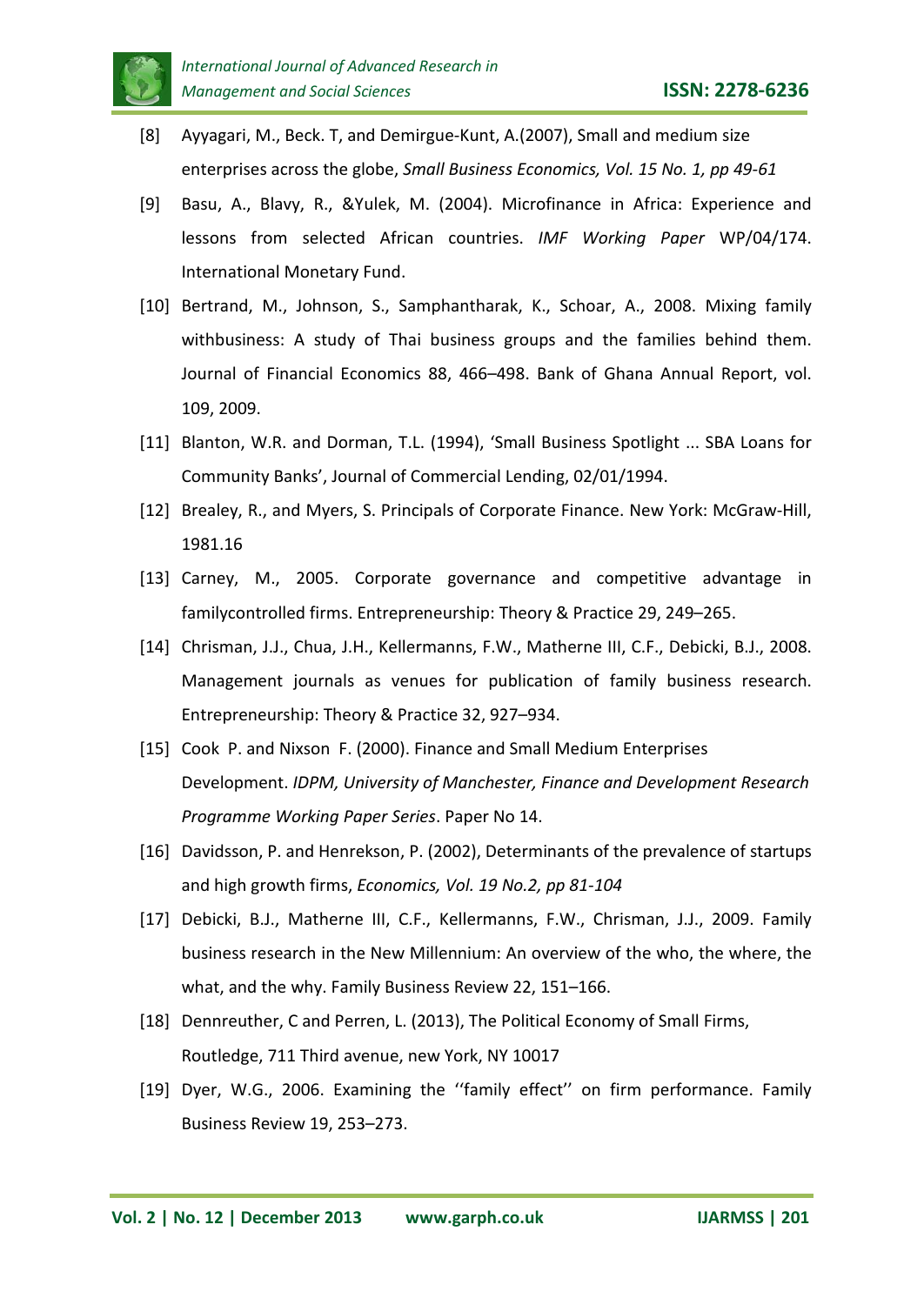[8] Ayyagari, M., Beck. T, and Demirgue-Kunt, A.(2007), Small and medium size enterprises across the globe, *Small Business Economics, Vol. 15 No. 1, pp 49-61*

[9] Basu, A., Blavy, R., &Yulek, M. (2004). Microfinance in Africa: Experience and lessons from selected African countries. *IMF Working Paper* WP/04/174. International Monetary Fund.

[10] Bertrand, M., Johnson, S., Samphantharak, K., Schoar, A., 2008. Mixing family withbusiness: A study of Thai business groups and the families behind them. Journal of Financial Economics 88, 466–498. Bank of Ghana Annual Report, vol. 109, 2009.

[11] Blanton, W.R. and Dorman, T.L. (1994), 'Small Business Spotlight ... SBA Loans for Community Banks', Journal of Commercial Lending, 02/01/1994.

[12] Brealey, R., and Myers, S. Principals of Corporate Finance. New York: McGraw-Hill, 1981.16

[13] Carney, M., 2005. Corporate governance and competitive advantage in familycontrolled firms. Entrepreneurship: Theory & Practice 29, 249–265.

[14] Chrisman, J.J., Chua, J.H., Kellermanns, F.W., Matherne III, C.F., Debicki, B.J., 2008. Management journals as venues for publication of family business research. Entrepreneurship: Theory & Practice 32, 927–934.

[15] Cook P. and Nixson F. (2000). Finance and Small Medium Enterprises Development. *IDPM, University of Manchester, Finance and Development Research Programme Working Paper Series*. Paper No 14.

[16] Davidsson, P. and Henrekson, P. (2002), Determinants of the prevalence of startups and high growth firms, *Economics, Vol. 19 No.2, pp 81-104*

[17] Debicki, B.J., Matherne III, C.F., Kellermanns, F.W., Chrisman, J.J., 2009. Family business research in the New Millennium: An overview of the who, the where, the what, and the why. Family Business Review 22, 151–166.

[18] Dennreuther, C and Perren, L. (2013), The Political Economy of Small Firms, Routledge, 711 Third avenue, new York, NY 10017

[19] Dyer, W.G., 2006. Examining the ''family effect'' on firm performance. Family Business Review 19, 253–273.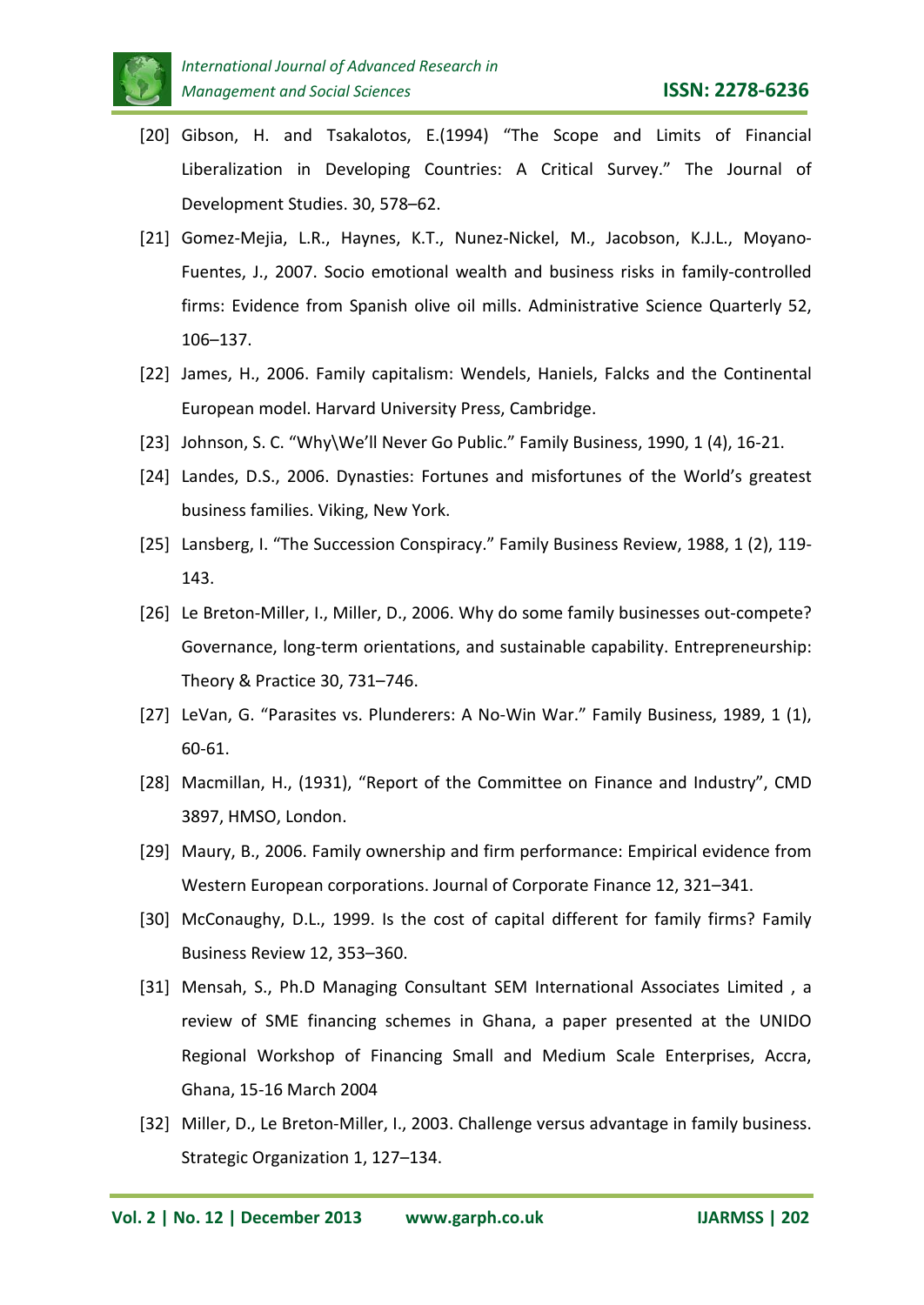[20] Gibson, H. and Tsakalotos, E.(1994) "The Scope and Limits of Financial Liberalization in Developing Countries: A Critical Survey." The Journal of Development Studies. 30, 578–62.

[21] Gomez-Mejia, L.R., Haynes, K.T., Nunez-Nickel, M., Jacobson, K.J.L., Moyano-Fuentes, J., 2007. Socio emotional wealth and business risks in family-controlled firms: Evidence from Spanish olive oil mills. Administrative Science Quarterly 52, 106–137.

[22] James, H., 2006. Family capitalism: Wendels, Haniels, Falcks and the Continental European model. Harvard University Press, Cambridge.

[23] Johnson, S. C. "Why\We'll Never Go Public." Family Business, 1990, 1 (4), 16-21.

[24] Landes, D.S., 2006. Dynasties: Fortunes and misfortunes of the World's greatest business families. Viking, New York.

[25] Lansberg, I. "The Succession Conspiracy." Family Business Review, 1988, 1 (2), 119-143.

[26] Le Breton-Miller, I., Miller, D., 2006. Why do some family businesses out-compete? Governance, long-term orientations, and sustainable capability. Entrepreneurship: Theory & Practice 30, 731–746.

[27] LeVan, G. "Parasites vs. Plunderers: A No-Win War." Family Business, 1989, 1 (1), 60-61.

[28] Macmillan, H., (1931), "Report of the Committee on Finance and Industry", CMD 3897, HMSO, London.

[29] Maury, B., 2006. Family ownership and firm performance: Empirical evidence from Western European corporations. Journal of Corporate Finance 12, 321–341.

[30] McConaughy, D.L., 1999. Is the cost of capital different for family firms? Family Business Review 12, 353–360.

[31] Mensah, S., Ph.D Managing Consultant SEM International Associates Limited , a review of SME financing schemes in Ghana, a paper presented at the UNIDO Regional Workshop of Financing Small and Medium Scale Enterprises, Accra, Ghana, 15-16 March 2004

[32] Miller, D., Le Breton-Miller, I., 2003. Challenge versus advantage in family business. Strategic Organization 1, 127–134.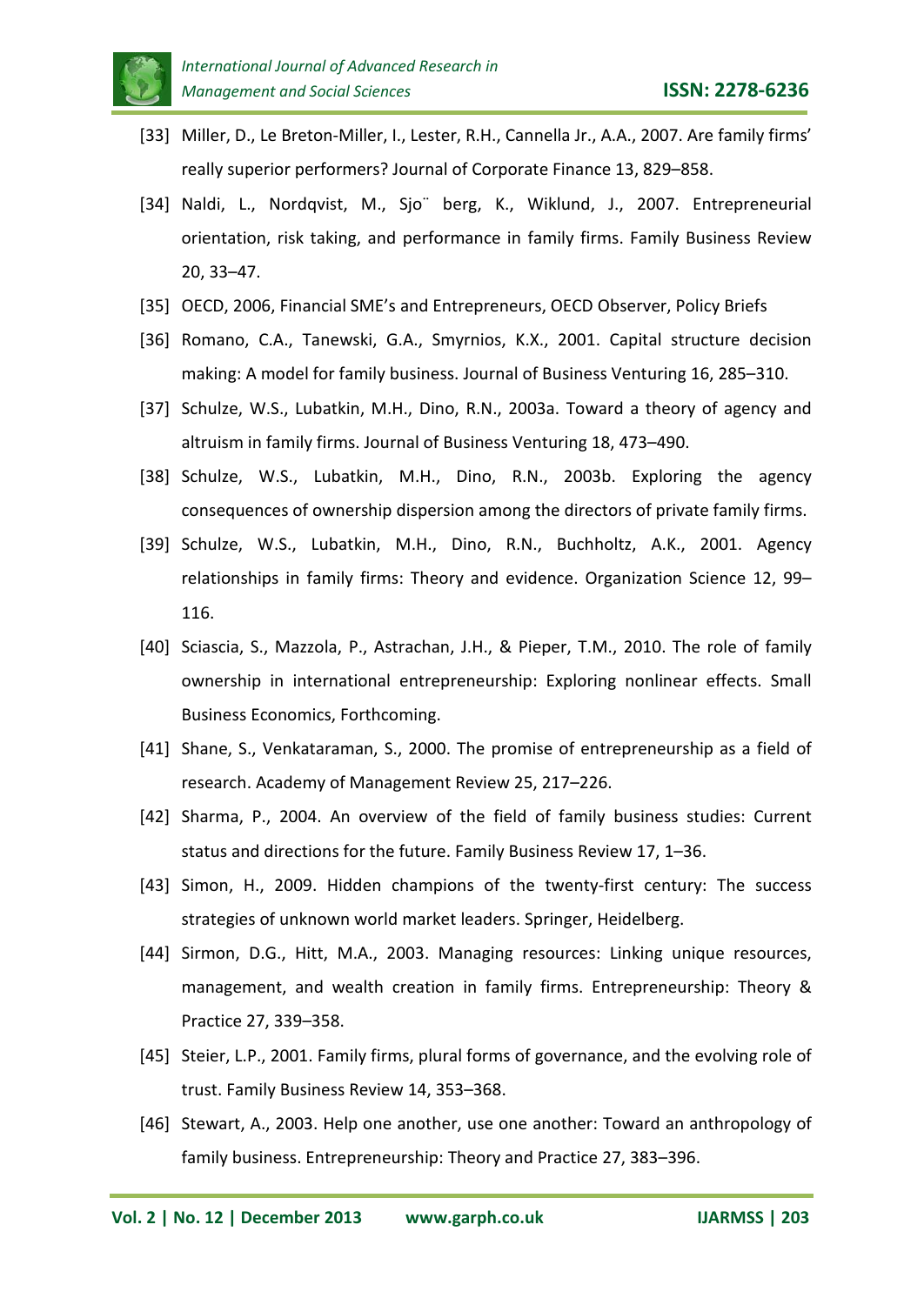[33] Miller, D., Le Breton-Miller, I., Lester, R.H., Cannella Jr., A.A., 2007. Are family firms' really superior performers? Journal of Corporate Finance 13, 829–858.

[34] Naldi, L., Nordqvist, M., Sjo¨ berg, K., Wiklund, J., 2007. Entrepreneurial orientation, risk taking, and performance in family firms. Family Business Review 20, 33–47.

[35] OECD, 2006, Financial SME's and Entrepreneurs, OECD Observer, Policy Briefs

[36] Romano, C.A., Tanewski, G.A., Smyrnios, K.X., 2001. Capital structure decision making: A model for family business. Journal of Business Venturing 16, 285–310.

[37] Schulze, W.S., Lubatkin, M.H., Dino, R.N., 2003a. Toward a theory of agency and altruism in family firms. Journal of Business Venturing 18, 473–490.

[38] Schulze, W.S., Lubatkin, M.H., Dino, R.N., 2003b. Exploring the agency consequences of ownership dispersion among the directors of private family firms.

[39] Schulze, W.S., Lubatkin, M.H., Dino, R.N., Buchholtz, A.K., 2001. Agency relationships in family firms: Theory and evidence. Organization Science 12, 99–116.

[40] Sciascia, S., Mazzola, P., Astrachan, J.H., & Pieper, T.M., 2010. The role of family ownership in international entrepreneurship: Exploring nonlinear effects. Small Business Economics, Forthcoming.

[41] Shane, S., Venkataraman, S., 2000. The promise of entrepreneurship as a field of research. Academy of Management Review 25, 217–226.

[42] Sharma, P., 2004. An overview of the field of family business studies: Current status and directions for the future. Family Business Review 17, 1–36.

[43] Simon, H., 2009. Hidden champions of the twenty-first century: The success strategies of unknown world market leaders. Springer, Heidelberg.

[44] Sirmon, D.G., Hitt, M.A., 2003. Managing resources: Linking unique resources, management, and wealth creation in family firms. Entrepreneurship: Theory & Practice 27, 339–358.

[45] Steier, L.P., 2001. Family firms, plural forms of governance, and the evolving role of trust. Family Business Review 14, 353–368.

[46] Stewart, A., 2003. Help one another, use one another: Toward an anthropology of family business. Entrepreneurship: Theory and Practice 27, 383–396.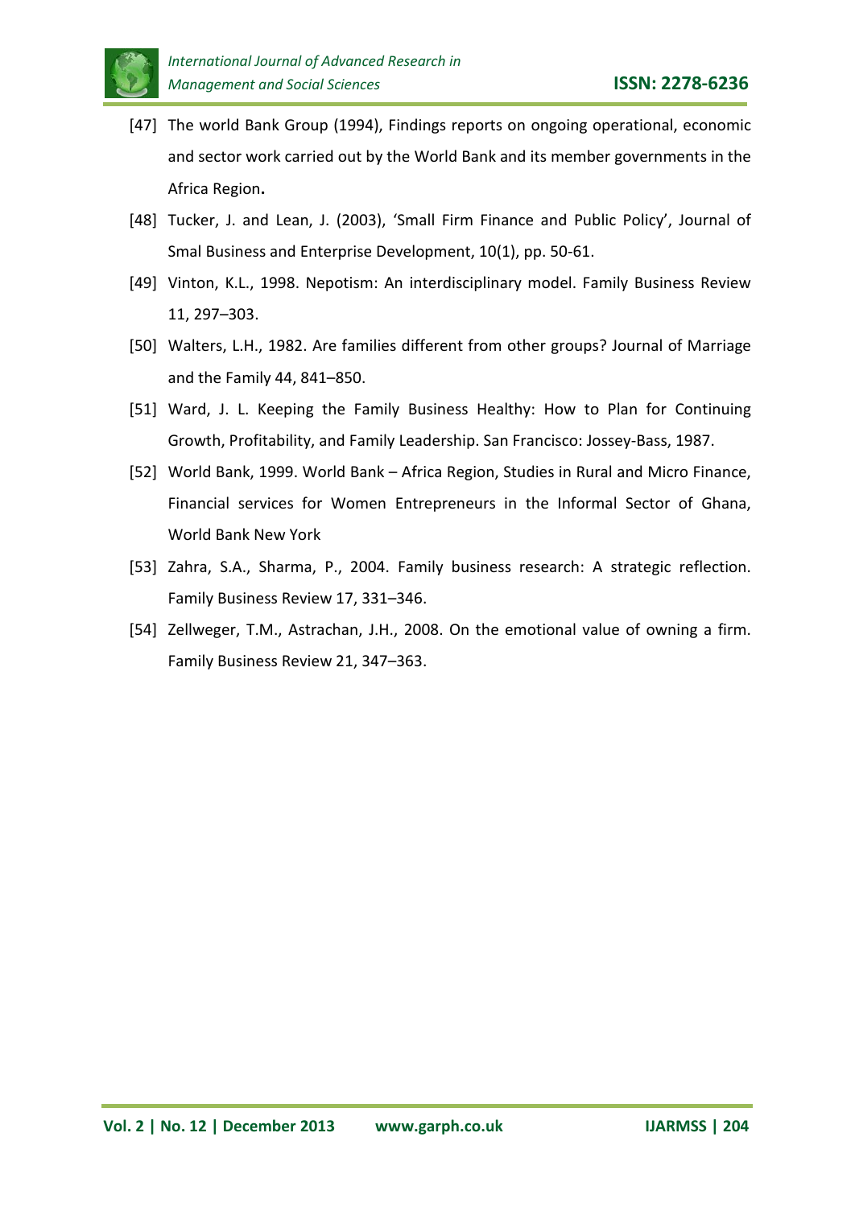[47] The world Bank Group (1994), Findings reports on ongoing operational, economic and sector work carried out by the World Bank and its member governments in the Africa Region**.**

[48] Tucker, J. and Lean, J. (2003), 'Small Firm Finance and Public Policy', Journal of Smal Business and Enterprise Development, 10(1), pp. 50-61.

[49] Vinton, K.L., 1998. Nepotism: An interdisciplinary model. Family Business Review 11, 297–303.

[50] Walters, L.H., 1982. Are families different from other groups? Journal of Marriage and the Family 44, 841–850.

[51] Ward, J. L. Keeping the Family Business Healthy: How to Plan for Continuing Growth, Profitability, and Family Leadership. San Francisco: Jossey-Bass, 1987.

[52] World Bank, 1999. World Bank – Africa Region, Studies in Rural and Micro Finance, Financial services for Women Entrepreneurs in the Informal Sector of Ghana, World Bank New York

[53] Zahra, S.A., Sharma, P., 2004. Family business research: A strategic reflection. Family Business Review 17, 331–346.

[54] Zellweger, T.M., Astrachan, J.H., 2008. On the emotional value of owning a firm. Family Business Review 21, 347–363.